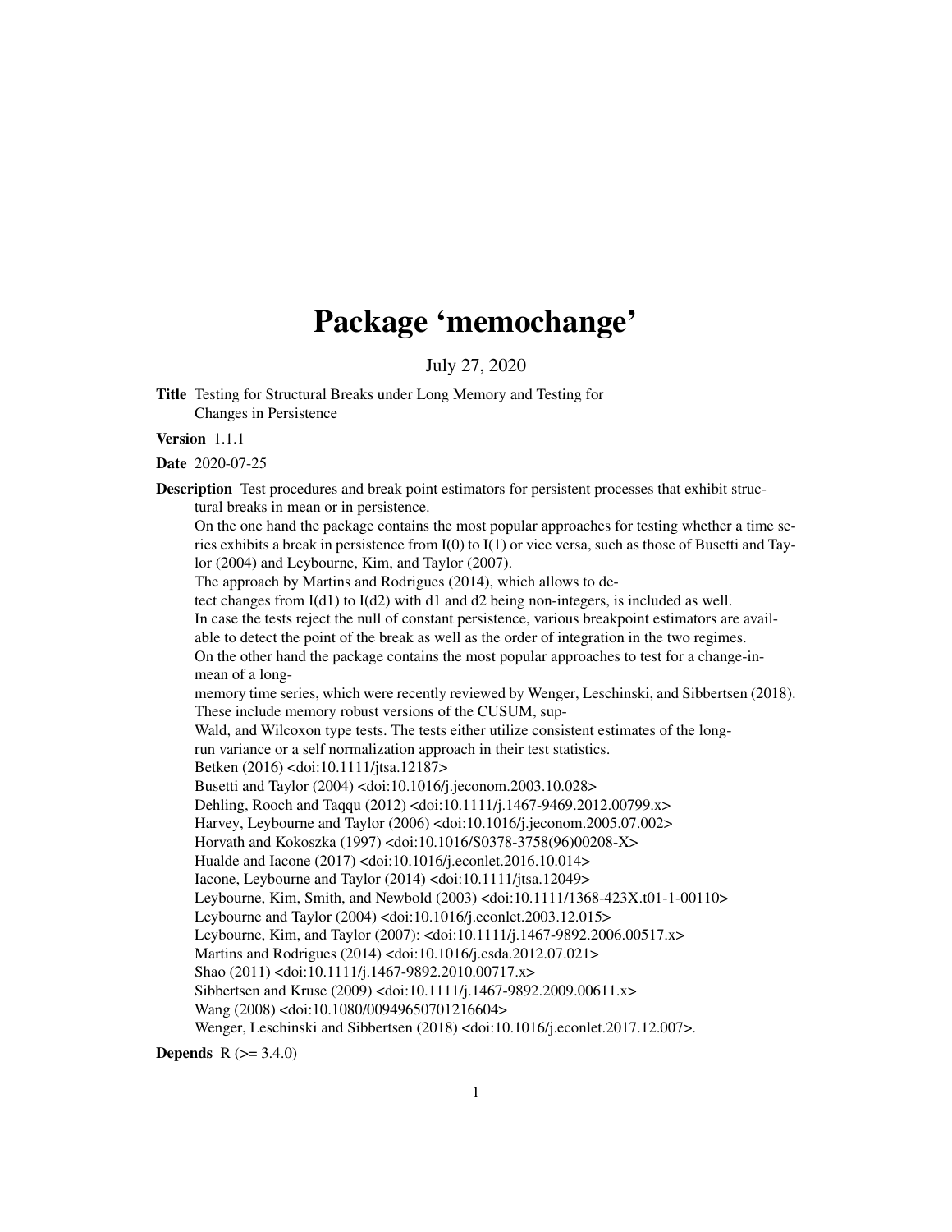# Package 'memochange'

July 27, 2020

**Title** Testing for Structural Breaks under Long Memory and Testing for Changes in Persistence

**Version** 1.1.1

**Date** 2020-07-25

**Description** Test procedures and break point estimators for persistent processes that exhibit structural breaks in mean or in persistence.
On the one hand the package contains the most popular approaches for testing whether a time series exhibits a break in persistence from I(0) to I(1) or vice versa, such as those of Busetti and Taylor (2004) and Leybourne, Kim, and Taylor (2007).
The approach by Martins and Rodrigues (2014), which allows to detect changes from I(d1) to I(d2) with d1 and d2 being non-integers, is included as well.
In case the tests reject the null of constant persistence, various breakpoint estimators are available to detect the point of the break as well as the order of integration in the two regimes.
On the other hand the package contains the most popular approaches to test for a change-in-mean of a long-memory time series, which were recently reviewed by Wenger, Leschinski, and Sibbertsen (2018).
These include memory robust versions of the CUSUM, sup-Wald, and Wilcoxon type tests. The tests either utilize consistent estimates of the long-run variance or a self normalization approach in their test statistics.
Betken (2016) <doi:10.1111/jtsa.12187>
Busetti and Taylor (2004) <doi:10.1016/j.jeconom.2003.10.028>
Dehling, Rooch and Taqqu (2012) <doi:10.1111/j.1467-9469.2012.00799.x>
Harvey, Leybourne and Taylor (2006) <doi:10.1016/j.jeconom.2005.07.002>
Horvath and Kokoszka (1997) <doi:10.1016/S0378-3758(96)00208-X>
Hualde and Iacone (2017) <doi:10.1016/j.econlet.2016.10.014>
Iacone, Leybourne and Taylor (2014) <doi:10.1111/jtsa.12049>
Leybourne, Kim, Smith, and Newbold (2003) <doi:10.1111/1368-423X.t01-1-00110>
Leybourne and Taylor (2004) <doi:10.1016/j.econlet.2003.12.015>
Leybourne, Kim, and Taylor (2007): <doi:10.1111/j.1467-9892.2006.00517.x>
Martins and Rodrigues (2014) <doi:10.1016/j.csda.2012.07.021>
Shao (2011) <doi:10.1111/j.1467-9892.2010.00717.x>
Sibbertsen and Kruse (2009) <doi:10.1111/j.1467-9892.2009.00611.x>
Wang (2008) <doi:10.1080/00949650701216604>
Wenger, Leschinski and Sibbertsen (2018) <doi:10.1016/j.econlet.2017.12.007>.

**Depends** R (>= 3.4.0)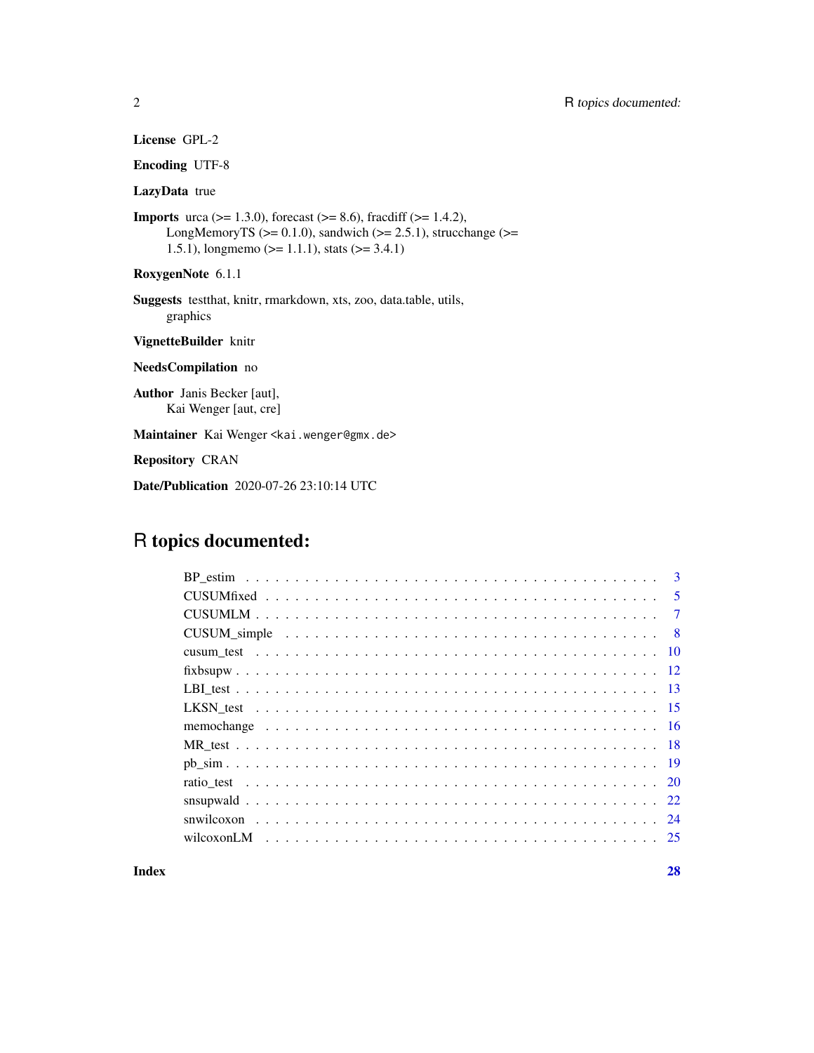**License** GPL-2

**Encoding** UTF-8

**LazyData** true

**Imports** urca (>= 1.3.0), forecast (>= 8.6), fracdiff (>= 1.4.2), LongMemoryTS (>= 0.1.0), sandwich (>= 2.5.1), strucchange (>= 1.5.1), longmemo (>= 1.1.1), stats (>= 3.4.1)

**RoxygenNote** 6.1.1

**Suggests** testthat, knitr, rmarkdown, xts, zoo, data.table, utils, graphics

**VignetteBuilder** knitr

**NeedsCompilation** no

**Author** Janis Becker [aut], Kai Wenger [aut, cre]

**Maintainer** Kai Wenger <kai.wenger@gmx.de>

**Repository** CRAN

**Date/Publication** 2020-07-26 23:10:14 UTC

# R topics documented:

- BP_estim . . . 3
- CUSUMfixed . . . 5
- CUSUMLM . . . 7
- CUSUM_simple . . . 8
- cusum_test . . . 10
- fixbsupw . . . 12
- LBI_test . . . 13
- LKSN_test . . . 15
- memochange . . . 16
- MR_test . . . 18
- pb_sim . . . 19
- ratio_test . . . 20
- snsupwald . . . 22
- snwilcoxon . . . 24
- wilcoxonLM . . . 25

**Index** **28**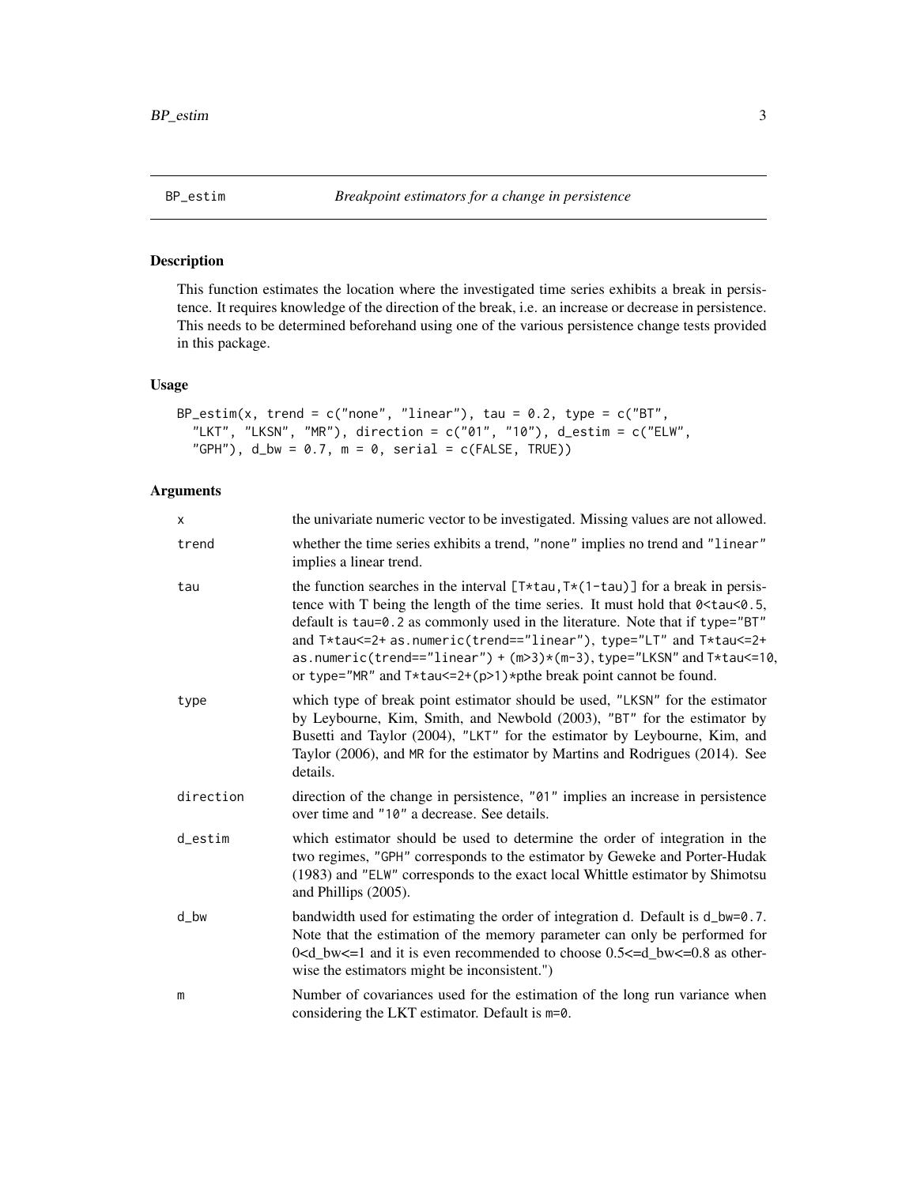## BP_estim — *Breakpoint estimators for a change in persistence*

### Description

This function estimates the location where the investigated time series exhibits a break in persistence. It requires knowledge of the direction of the break, i.e. an increase or decrease in persistence. This needs to be determined beforehand using one of the various persistence change tests provided in this package.

### Usage

```
BP_estim(x, trend = c("none", "linear"), tau = 0.2, type = c("BT",
  "LKT", "LKSN", "MR"), direction = c("01", "10"), d_estim = c("ELW",
  "GPH"), d_bw = 0.7, m = 0, serial = c(FALSE, TRUE))
```

### Arguments

| | |
|---|---|
| x | the univariate numeric vector to be investigated. Missing values are not allowed. |
| trend | whether the time series exhibits a trend, "none" implies no trend and "linear" implies a linear trend. |
| tau | the function searches in the interval [T*tau,T*(1-tau)] for a break in persistence with T being the length of the time series. It must hold that 0<tau<0.5, default is tau=0.2 as commonly used in the literature. Note that if type="BT" and T*tau<=2+ as.numeric(trend=="linear"), type="LT" and T*tau<=2+ as.numeric(trend=="linear") + (m>3)*(m-3), type="LKSN" and T*tau<=10, or type="MR" and T*tau<=2+(p>1)*pthe break point cannot be found. |
| type | which type of break point estimator should be used, "LKSN" for the estimator by Leybourne, Kim, Smith, and Newbold (2003), "BT" for the estimator by Busetti and Taylor (2004), "LKT" for the estimator by Leybourne, Kim, and Taylor (2006), and MR for the estimator by Martins and Rodrigues (2014). See details. |
| direction | direction of the change in persistence, "01" implies an increase in persistence over time and "10" a decrease. See details. |
| d_estim | which estimator should be used to determine the order of integration in the two regimes, "GPH" corresponds to the estimator by Geweke and Porter-Hudak (1983) and "ELW" corresponds to the exact local Whittle estimator by Shimotsu and Phillips (2005). |
| d_bw | bandwidth used for estimating the order of integration d. Default is d_bw=0.7. Note that the estimation of the memory parameter can only be performed for 0<d_bw<=1 and it is even recommended to choose 0.5<=d_bw<=0.8 as otherwise the estimators might be inconsistent.") |
| m | Number of covariances used for the estimation of the long run variance when considering the LKT estimator. Default is m=0. |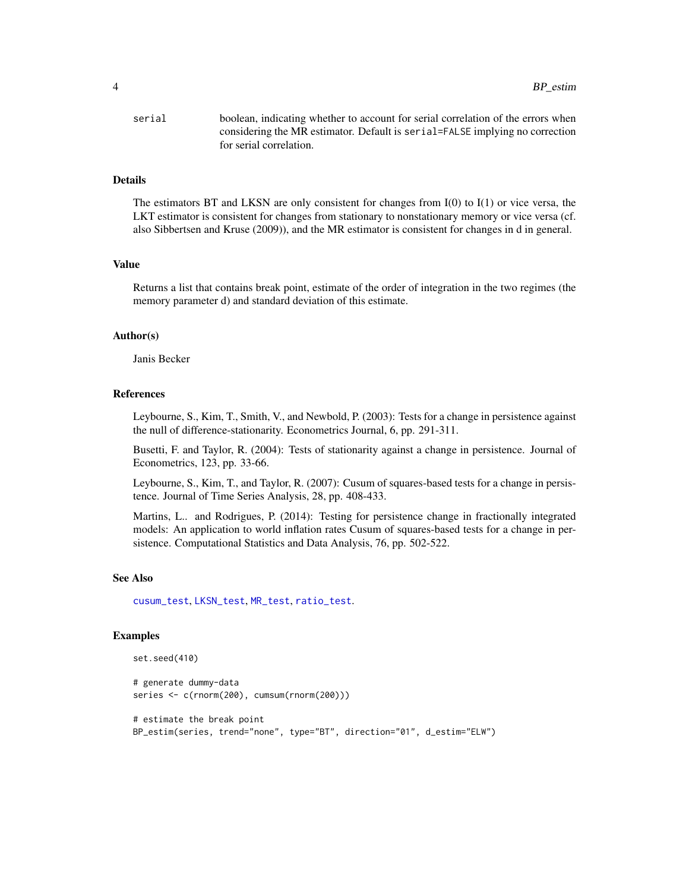serial  boolean, indicating whether to account for serial correlation of the errors when considering the MR estimator. Default is `serial=FALSE` implying no correction for serial correlation.

## Details

The estimators BT and LKSN are only consistent for changes from I(0) to I(1) or vice versa, the LKT estimator is consistent for changes from stationary to nonstationary memory or vice versa (cf. also Sibbertsen and Kruse (2009)), and the MR estimator is consistent for changes in d in general.

## Value

Returns a list that contains break point, estimate of the order of integration in the two regimes (the memory parameter d) and standard deviation of this estimate.

## Author(s)

Janis Becker

## References

Leybourne, S., Kim, T., Smith, V., and Newbold, P. (2003): Tests for a change in persistence against the null of difference-stationarity. Econometrics Journal, 6, pp. 291-311.

Busetti, F. and Taylor, R. (2004): Tests of stationarity against a change in persistence. Journal of Econometrics, 123, pp. 33-66.

Leybourne, S., Kim, T., and Taylor, R. (2007): Cusum of squares-based tests for a change in persistence. Journal of Time Series Analysis, 28, pp. 408-433.

Martins, L.. and Rodrigues, P. (2014): Testing for persistence change in fractionally integrated models: An application to world inflation rates Cusum of squares-based tests for a change in persistence. Computational Statistics and Data Analysis, 76, pp. 502-522.

## See Also

cusum_test, LKSN_test, MR_test, ratio_test.

## Examples

```
set.seed(410)

# generate dummy-data
series <- c(rnorm(200), cumsum(rnorm(200)))

# estimate the break point
BP_estim(series, trend="none", type="BT", direction="01", d_estim="ELW")
```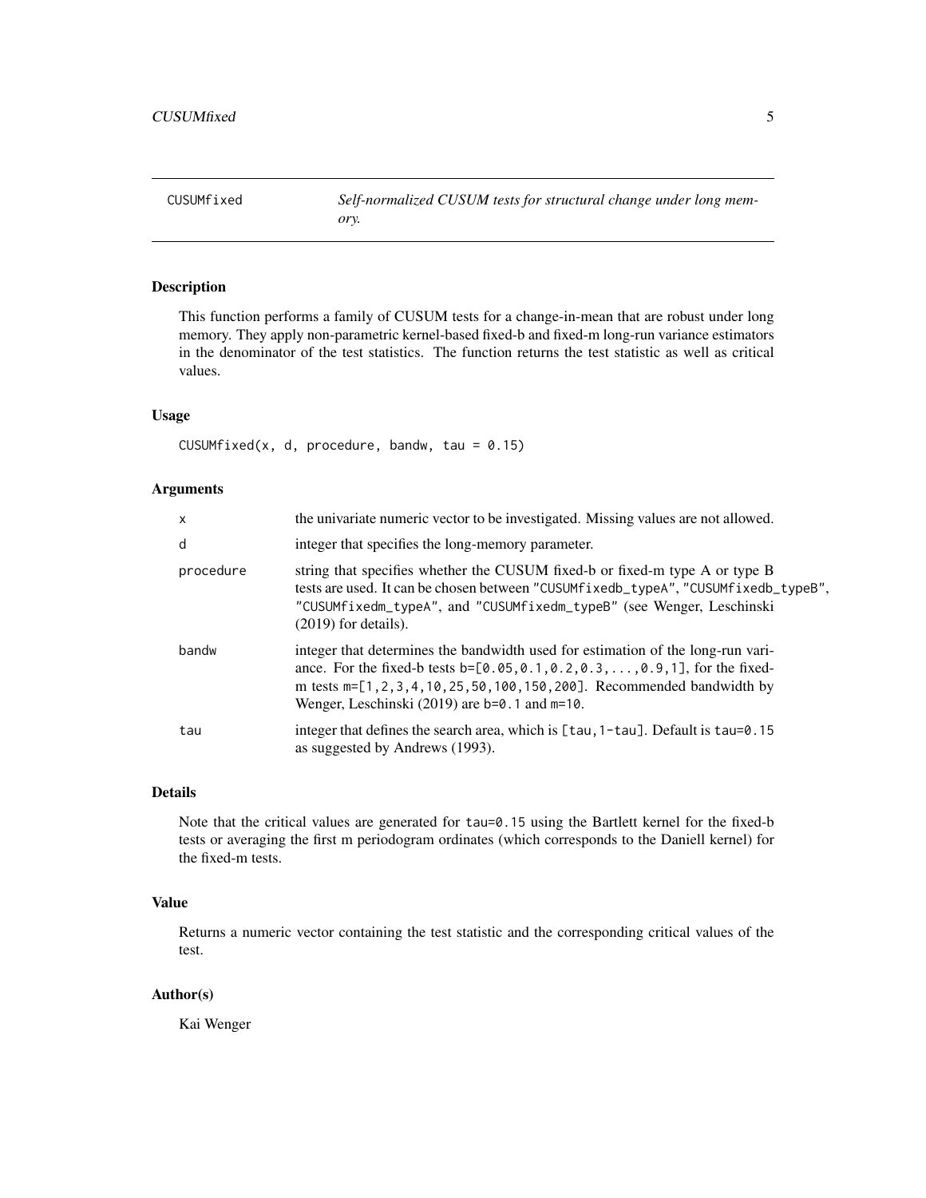# CUSUMfixed

*Self-normalized CUSUM tests for structural change under long memory.*

## Description

This function performs a family of CUSUM tests for a change-in-mean that are robust under long memory. They apply non-parametric kernel-based fixed-b and fixed-m long-run variance estimators in the denominator of the test statistics. The function returns the test statistic as well as critical values.

## Usage

```
CUSUMfixed(x, d, procedure, bandw, tau = 0.15)
```

## Arguments

| | |
|---|---|
| `x` | the univariate numeric vector to be investigated. Missing values are not allowed. |
| `d` | integer that specifies the long-memory parameter. |
| `procedure` | string that specifies whether the CUSUM fixed-b or fixed-m type A or type B tests are used. It can be chosen between `"CUSUMfixedb_typeA"`, `"CUSUMfixedb_typeB"`, `"CUSUMfixedm_typeA"`, and `"CUSUMfixedm_typeB"` (see Wenger, Leschinski (2019) for details). |
| `bandw` | integer that determines the bandwidth used for estimation of the long-run variance. For the fixed-b tests `b=[0.05,0.1,0.2,0.3,...,0.9,1]`, for the fixed-m tests `m=[1,2,3,4,10,25,50,100,150,200]`. Recommended bandwidth by Wenger, Leschinski (2019) are `b=0.1` and `m=10`. |
| `tau` | integer that defines the search area, which is `[tau,1-tau]`. Default is `tau=0.15` as suggested by Andrews (1993). |

## Details

Note that the critical values are generated for `tau=0.15` using the Bartlett kernel for the fixed-b tests or averaging the first m periodogram ordinates (which corresponds to the Daniell kernel) for the fixed-m tests.

## Value

Returns a numeric vector containing the test statistic and the corresponding critical values of the test.

## Author(s)

Kai Wenger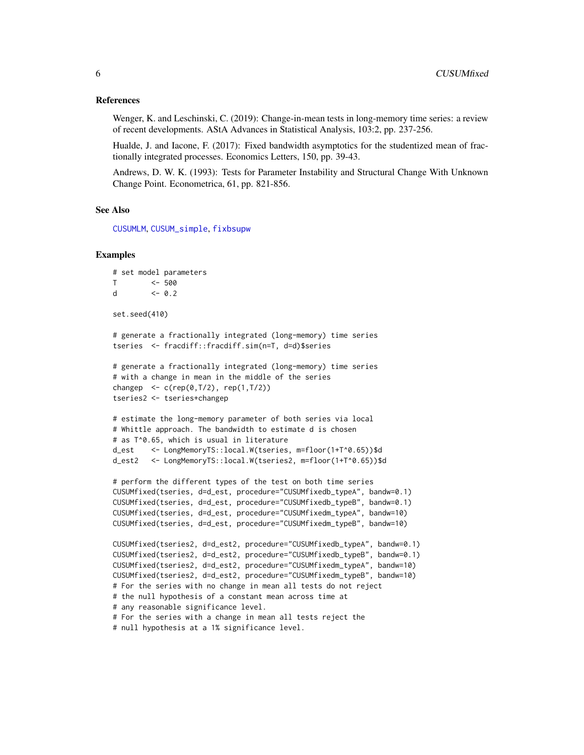### References

Wenger, K. and Leschinski, C. (2019): Change-in-mean tests in long-memory time series: a review of recent developments. AStA Advances in Statistical Analysis, 103:2, pp. 237-256.

Hualde, J. and Iacone, F. (2017): Fixed bandwidth asymptotics for the studentized mean of fractionally integrated processes. Economics Letters, 150, pp. 39-43.

Andrews, D. W. K. (1993): Tests for Parameter Instability and Structural Change With Unknown Change Point. Econometrica, 61, pp. 821-856.

### See Also

CUSUMLM, CUSUM_simple, fixbsupw

### Examples

```
# set model parameters
T        <- 500
d        <- 0.2

set.seed(410)

# generate a fractionally integrated (long-memory) time series
tseries  <- fracdiff::fracdiff.sim(n=T, d=d)$series

# generate a fractionally integrated (long-memory) time series
# with a change in mean in the middle of the series
changep  <- c(rep(0,T/2), rep(1,T/2))
tseries2 <- tseries+changep

# estimate the long-memory parameter of both series via local
# Whittle approach. The bandwidth to estimate d is chosen
# as T^0.65, which is usual in literature
d_est    <- LongMemoryTS::local.W(tseries, m=floor(1+T^0.65))$d
d_est2   <- LongMemoryTS::local.W(tseries2, m=floor(1+T^0.65))$d

# perform the different types of the test on both time series
CUSUMfixed(tseries, d=d_est, procedure="CUSUMfixedb_typeA", bandw=0.1)
CUSUMfixed(tseries, d=d_est, procedure="CUSUMfixedb_typeB", bandw=0.1)
CUSUMfixed(tseries, d=d_est, procedure="CUSUMfixedm_typeA", bandw=10)
CUSUMfixed(tseries, d=d_est, procedure="CUSUMfixedm_typeB", bandw=10)

CUSUMfixed(tseries2, d=d_est2, procedure="CUSUMfixedb_typeA", bandw=0.1)
CUSUMfixed(tseries2, d=d_est2, procedure="CUSUMfixedb_typeB", bandw=0.1)
CUSUMfixed(tseries2, d=d_est2, procedure="CUSUMfixedm_typeA", bandw=10)
CUSUMfixed(tseries2, d=d_est2, procedure="CUSUMfixedm_typeB", bandw=10)
# For the series with no change in mean all tests do not reject
# the null hypothesis of a constant mean across time at
# any reasonable significance level.
# For the series with a change in mean all tests reject the
# null hypothesis at a 1% significance level.
```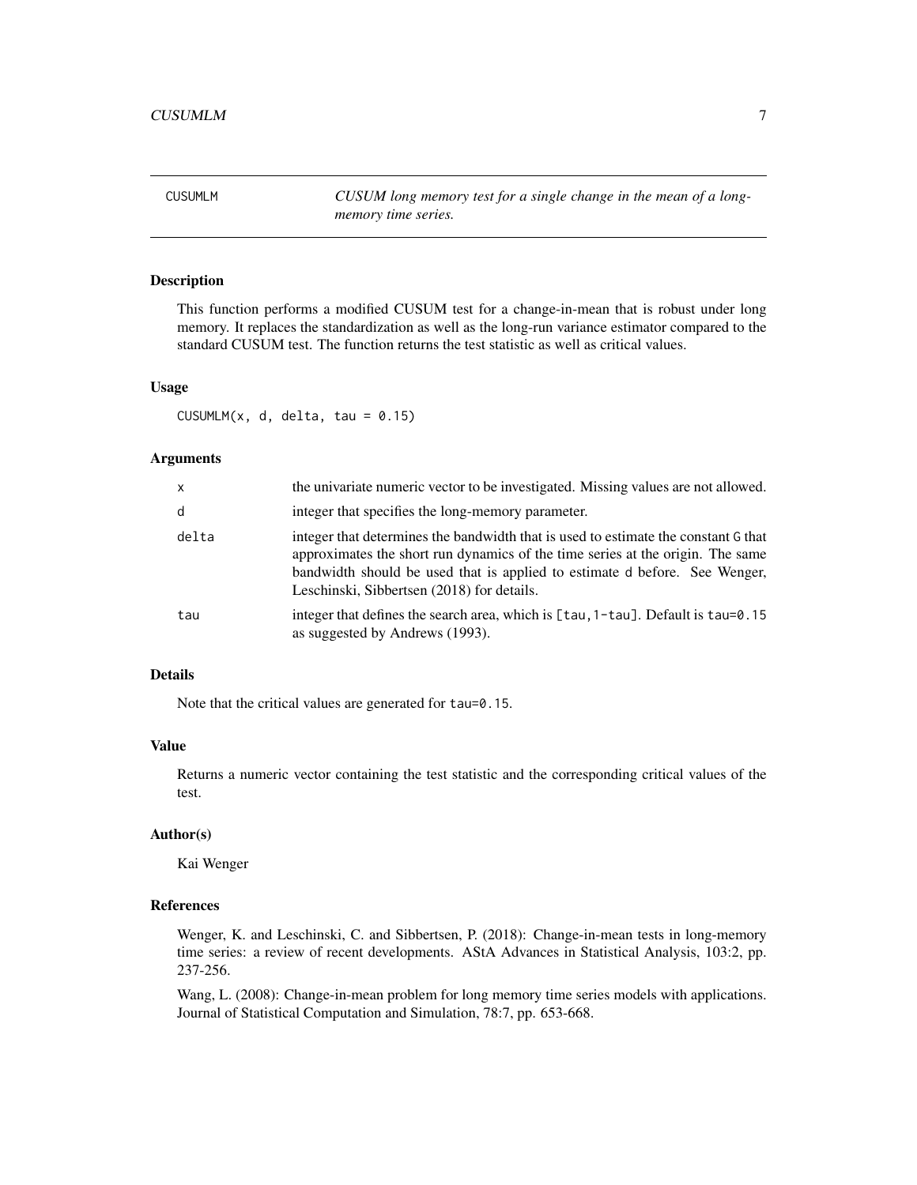## CUSUMLM — *CUSUM long memory test for a single change in the mean of a long-memory time series.*

### Description

This function performs a modified CUSUM test for a change-in-mean that is robust under long memory. It replaces the standardization as well as the long-run variance estimator compared to the standard CUSUM test. The function returns the test statistic as well as critical values.

### Usage

```
CUSUMLM(x, d, delta, tau = 0.15)
```

### Arguments

| | |
|---|---|
| `x` | the univariate numeric vector to be investigated. Missing values are not allowed. |
| `d` | integer that specifies the long-memory parameter. |
| `delta` | integer that determines the bandwidth that is used to estimate the constant `G` that approximates the short run dynamics of the time series at the origin. The same bandwidth should be used that is applied to estimate `d` before. See Wenger, Leschinski, Sibbertsen (2018) for details. |
| `tau` | integer that defines the search area, which is `[tau,1-tau]`. Default is `tau=0.15` as suggested by Andrews (1993). |

### Details

Note that the critical values are generated for `tau=0.15`.

### Value

Returns a numeric vector containing the test statistic and the corresponding critical values of the test.

### Author(s)

Kai Wenger

### References

Wenger, K. and Leschinski, C. and Sibbertsen, P. (2018): Change-in-mean tests in long-memory time series: a review of recent developments. AStA Advances in Statistical Analysis, 103:2, pp. 237-256.

Wang, L. (2008): Change-in-mean problem for long memory time series models with applications. Journal of Statistical Computation and Simulation, 78:7, pp. 653-668.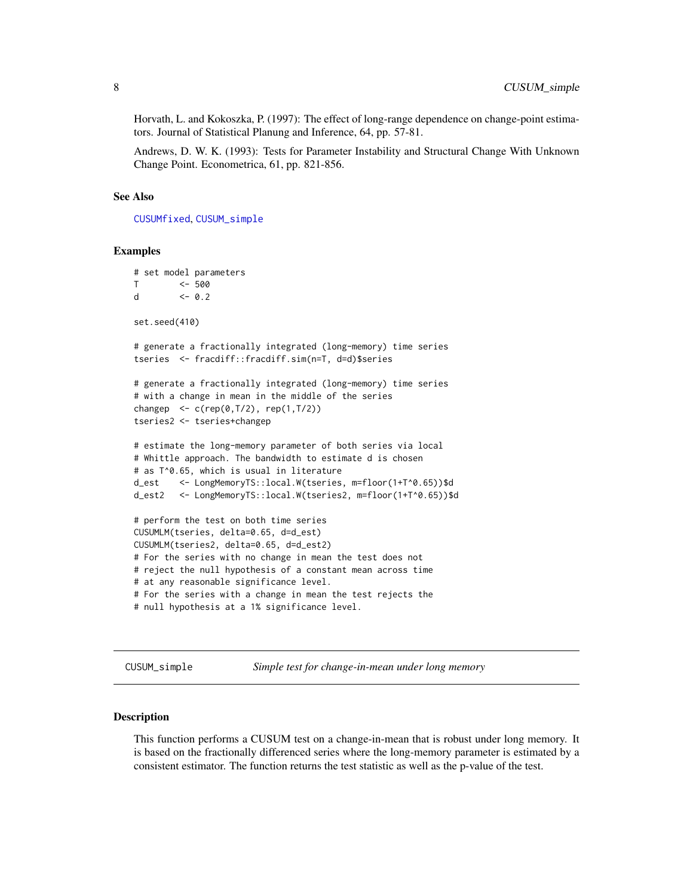Horvath, L. and Kokoszka, P. (1997): The effect of long-range dependence on change-point estimators. Journal of Statistical Planung and Inference, 64, pp. 57-81.

Andrews, D. W. K. (1993): Tests for Parameter Instability and Structural Change With Unknown Change Point. Econometrica, 61, pp. 821-856.

### See Also

CUSUMfixed, CUSUM_simple

### Examples

```
# set model parameters
T        <- 500
d        <- 0.2

set.seed(410)

# generate a fractionally integrated (long-memory) time series
tseries  <- fracdiff::fracdiff.sim(n=T, d=d)$series

# generate a fractionally integrated (long-memory) time series
# with a change in mean in the middle of the series
changep  <- c(rep(0,T/2), rep(1,T/2))
tseries2 <- tseries+changep

# estimate the long-memory parameter of both series via local
# Whittle approach. The bandwidth to estimate d is chosen
# as T^0.65, which is usual in literature
d_est    <- LongMemoryTS::local.W(tseries, m=floor(1+T^0.65))$d
d_est2   <- LongMemoryTS::local.W(tseries2, m=floor(1+T^0.65))$d

# perform the test on both time series
CUSUMLM(tseries, delta=0.65, d=d_est)
CUSUMLM(tseries2, delta=0.65, d=d_est2)
# For the series with no change in mean the test does not
# reject the null hypothesis of a constant mean across time
# at any reasonable significance level.
# For the series with a change in mean the test rejects the
# null hypothesis at a 1% significance level.
```

---

## CUSUM_simple — *Simple test for change-in-mean under long memory*

### Description

This function performs a CUSUM test on a change-in-mean that is robust under long memory. It is based on the fractionally differenced series where the long-memory parameter is estimated by a consistent estimator. The function returns the test statistic as well as the p-value of the test.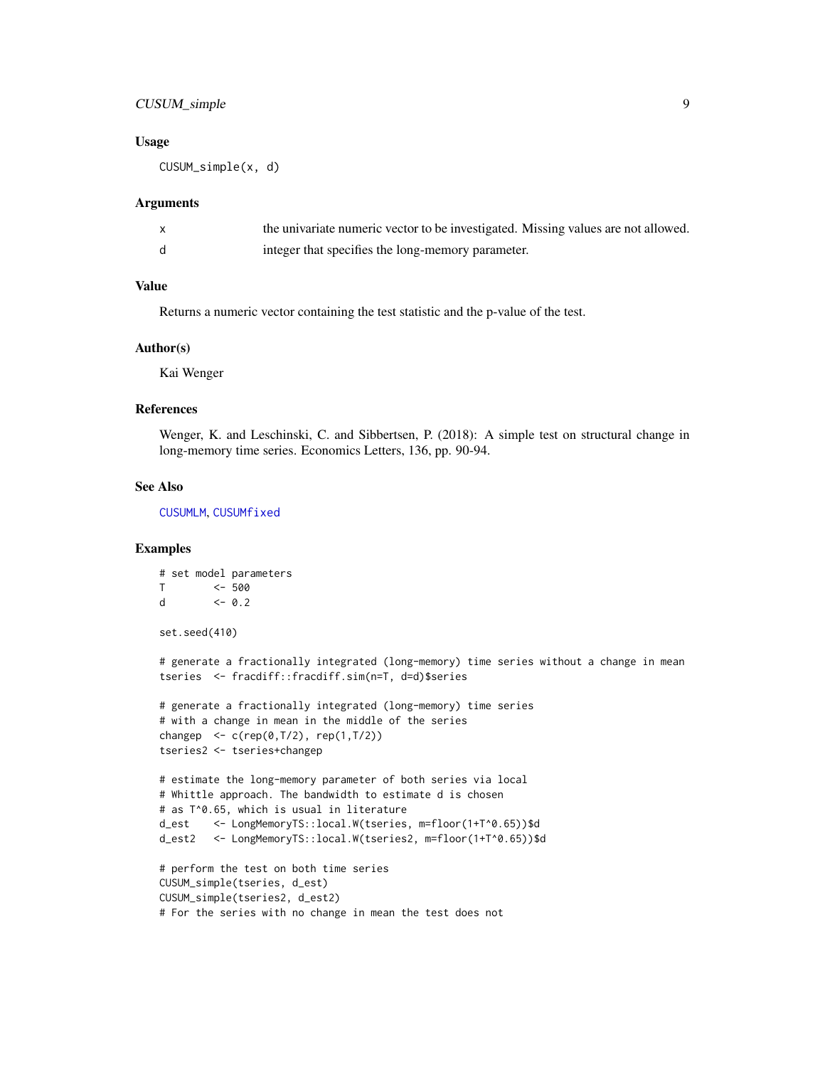### Usage

```
CUSUM_simple(x, d)
```

### Arguments

| | |
|---|---|
| x | the univariate numeric vector to be investigated. Missing values are not allowed. |
| d | integer that specifies the long-memory parameter. |

### Value

Returns a numeric vector containing the test statistic and the p-value of the test.

### Author(s)

Kai Wenger

### References

Wenger, K. and Leschinski, C. and Sibbertsen, P. (2018): A simple test on structural change in long-memory time series. Economics Letters, 136, pp. 90-94.

### See Also

CUSUMLM, CUSUMfixed

### Examples

```
# set model parameters
T        <- 500
d        <- 0.2

set.seed(410)

# generate a fractionally integrated (long-memory) time series without a change in mean
tseries  <- fracdiff::fracdiff.sim(n=T, d=d)$series

# generate a fractionally integrated (long-memory) time series
# with a change in mean in the middle of the series
changep  <- c(rep(0,T/2), rep(1,T/2))
tseries2 <- tseries+changep

# estimate the long-memory parameter of both series via local
# Whittle approach. The bandwidth to estimate d is chosen
# as T^0.65, which is usual in literature
d_est    <- LongMemoryTS::local.W(tseries, m=floor(1+T^0.65))$d
d_est2   <- LongMemoryTS::local.W(tseries2, m=floor(1+T^0.65))$d

# perform the test on both time series
CUSUM_simple(tseries, d_est)
CUSUM_simple(tseries2, d_est2)
# For the series with no change in mean the test does not
```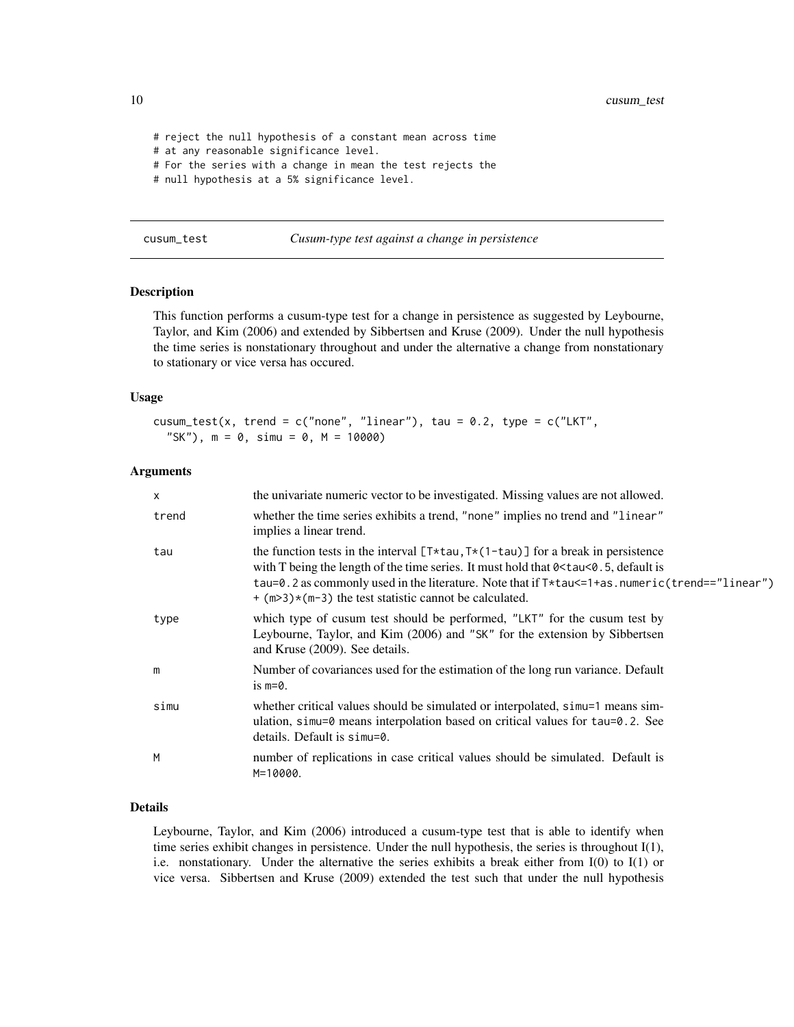```
# reject the null hypothesis of a constant mean across time
# at any reasonable significance level.
# For the series with a change in mean the test rejects the
# null hypothesis at a 5% significance level.
```

## cusum_test — *Cusum-type test against a change in persistence*

### Description

This function performs a cusum-type test for a change in persistence as suggested by Leybourne, Taylor, and Kim (2006) and extended by Sibbertsen and Kruse (2009). Under the null hypothesis the time series is nonstationary throughout and under the alternative a change from nonstationary to stationary or vice versa has occured.

### Usage

```
cusum_test(x, trend = c("none", "linear"), tau = 0.2, type = c("LKT",
  "SK"), m = 0, simu = 0, M = 10000)
```

### Arguments

| | |
|---|---|
| x | the univariate numeric vector to be investigated. Missing values are not allowed. |
| trend | whether the time series exhibits a trend, "none" implies no trend and "linear" implies a linear trend. |
| tau | the function tests in the interval [T*tau,T*(1-tau)] for a break in persistence with T being the length of the time series. It must hold that 0<tau<0.5, default is tau=0.2 as commonly used in the literature. Note that if T*tau<=1+as.numeric(trend=="linear") + (m>3)*(m-3) the test statistic cannot be calculated. |
| type | which type of cusum test should be performed, "LKT" for the cusum test by Leybourne, Taylor, and Kim (2006) and "SK" for the extension by Sibbertsen and Kruse (2009). See details. |
| m | Number of covariances used for the estimation of the long run variance. Default is m=0. |
| simu | whether critical values should be simulated or interpolated, simu=1 means simulation, simu=0 means interpolation based on critical values for tau=0.2. See details. Default is simu=0. |
| M | number of replications in case critical values should be simulated. Default is M=10000. |

### Details

Leybourne, Taylor, and Kim (2006) introduced a cusum-type test that is able to identify when time series exhibit changes in persistence. Under the null hypothesis, the series is throughout I(1), i.e. nonstationary. Under the alternative the series exhibits a break either from I(0) to I(1) or vice versa. Sibbertsen and Kruse (2009) extended the test such that under the null hypothesis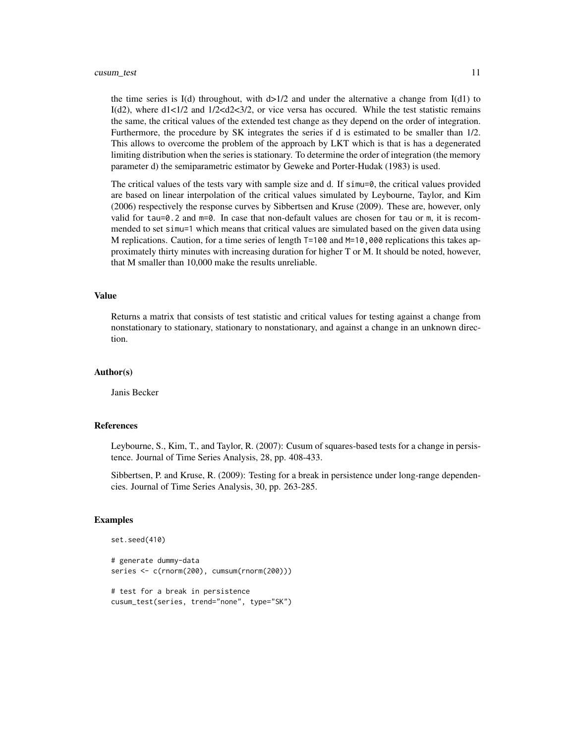the time series is I(d) throughout, with $d>1/2$ and under the alternative a change from I(d1) to I(d2), where $d1<1/2$ and $1/2<d2<3/2$, or vice versa has occured. While the test statistic remains the same, the critical values of the extended test change as they depend on the order of integration. Furthermore, the procedure by SK integrates the series if d is estimated to be smaller than 1/2. This allows to overcome the problem of the approach by LKT which is that is has a degenerated limiting distribution when the series is stationary. To determine the order of integration (the memory parameter d) the semiparametric estimator by Geweke and Porter-Hudak (1983) is used.

The critical values of the tests vary with sample size and d. If `simu=0`, the critical values provided are based on linear interpolation of the critical values simulated by Leybourne, Taylor, and Kim (2006) respectively the response curves by Sibbertsen and Kruse (2009). These are, however, only valid for `tau=0.2` and `m=0`. In case that non-default values are chosen for `tau` or `m`, it is recommended to set `simu=1` which means that critical values are simulated based on the given data using M replications. Caution, for a time series of length `T=100` and `M=10,000` replications this takes approximately thirty minutes with increasing duration for higher T or M. It should be noted, however, that M smaller than 10,000 make the results unreliable.

### Value

Returns a matrix that consists of test statistic and critical values for testing against a change from nonstationary to stationary, stationary to nonstationary, and against a change in an unknown direction.

### Author(s)

Janis Becker

### References

Leybourne, S., Kim, T., and Taylor, R. (2007): Cusum of squares-based tests for a change in persistence. Journal of Time Series Analysis, 28, pp. 408-433.

Sibbertsen, P. and Kruse, R. (2009): Testing for a break in persistence under long-range dependencies. Journal of Time Series Analysis, 30, pp. 263-285.

### Examples

```
set.seed(410)

# generate dummy-data
series <- c(rnorm(200), cumsum(rnorm(200)))

# test for a break in persistence
cusum_test(series, trend="none", type="SK")
```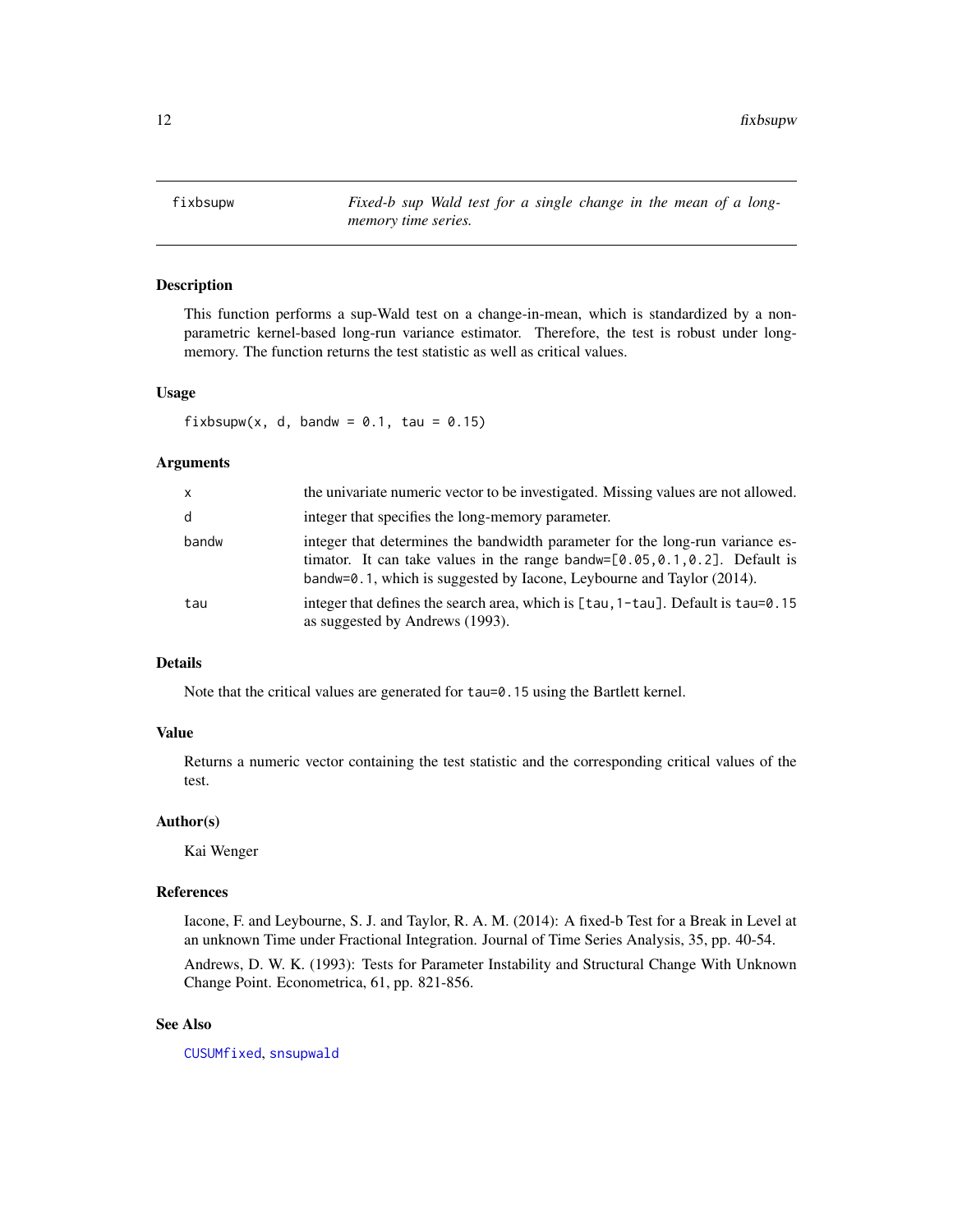# fixbsupw — *Fixed-b sup Wald test for a single change in the mean of a long-memory time series.*

## Description

This function performs a sup-Wald test on a change-in-mean, which is standardized by a non-parametric kernel-based long-run variance estimator. Therefore, the test is robust under long-memory. The function returns the test statistic as well as critical values.

## Usage

```
fixbsupw(x, d, bandw = 0.1, tau = 0.15)
```

## Arguments

| | |
|---|---|
| `x` | the univariate numeric vector to be investigated. Missing values are not allowed. |
| `d` | integer that specifies the long-memory parameter. |
| `bandw` | integer that determines the bandwidth parameter for the long-run variance estimator. It can take values in the range `bandw=[0.05,0.1,0.2]`. Default is `bandw=0.1`, which is suggested by Iacone, Leybourne and Taylor (2014). |
| `tau` | integer that defines the search area, which is `[tau,1-tau]`. Default is `tau=0.15` as suggested by Andrews (1993). |

## Details

Note that the critical values are generated for `tau=0.15` using the Bartlett kernel.

## Value

Returns a numeric vector containing the test statistic and the corresponding critical values of the test.

## Author(s)

Kai Wenger

## References

Iacone, F. and Leybourne, S. J. and Taylor, R. A. M. (2014): A fixed-b Test for a Break in Level at an unknown Time under Fractional Integration. Journal of Time Series Analysis, 35, pp. 40-54.

Andrews, D. W. K. (1993): Tests for Parameter Instability and Structural Change With Unknown Change Point. Econometrica, 61, pp. 821-856.

## See Also

`CUSUMfixed`, `snsupwald`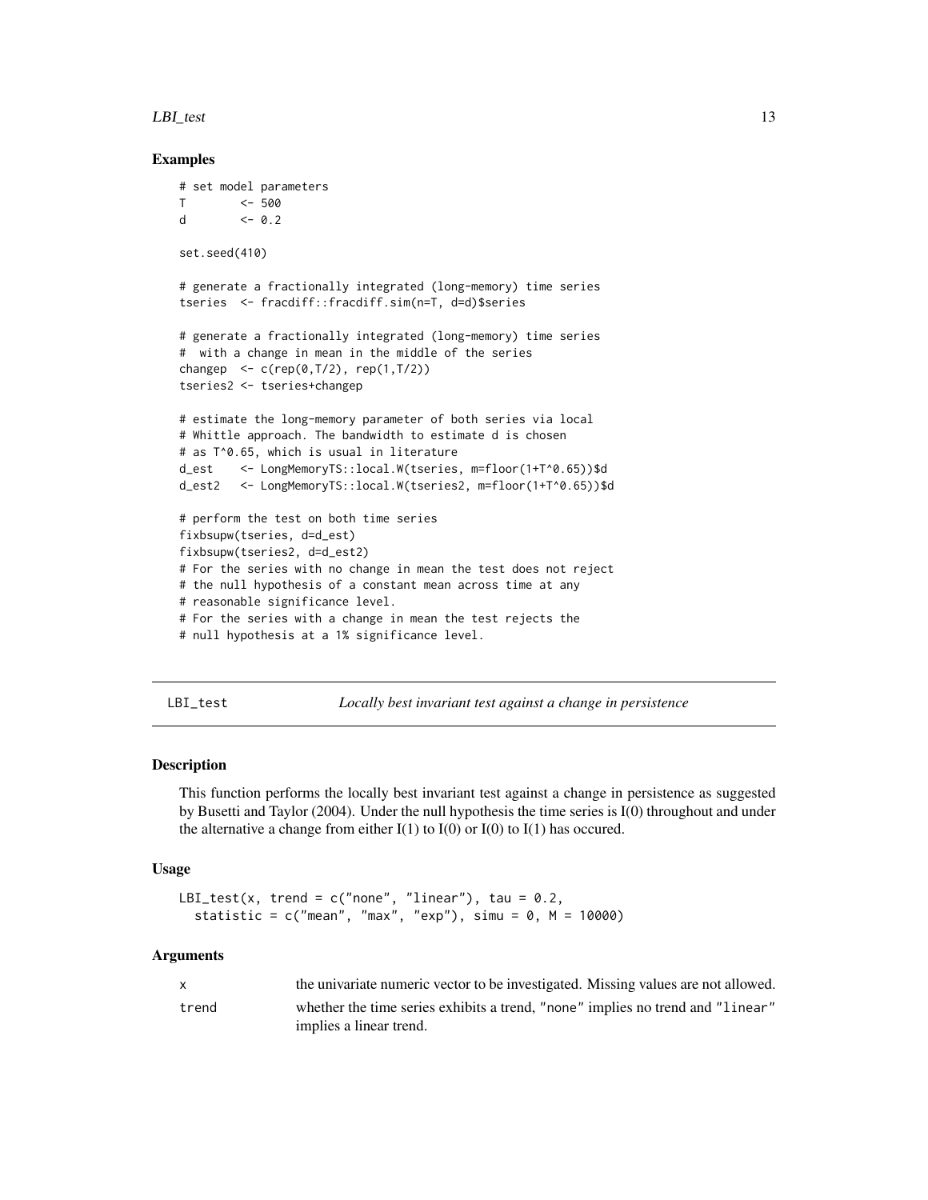### Examples

```
# set model parameters
T       <- 500
d       <- 0.2

set.seed(410)

# generate a fractionally integrated (long-memory) time series
tseries  <- fracdiff::fracdiff.sim(n=T, d=d)$series

# generate a fractionally integrated (long-memory) time series
#  with a change in mean in the middle of the series
changep  <- c(rep(0,T/2), rep(1,T/2))
tseries2 <- tseries+changep

# estimate the long-memory parameter of both series via local
# Whittle approach. The bandwidth to estimate d is chosen
# as T^0.65, which is usual in literature
d_est    <- LongMemoryTS::local.W(tseries, m=floor(1+T^0.65))$d
d_est2   <- LongMemoryTS::local.W(tseries2, m=floor(1+T^0.65))$d

# perform the test on both time series
fixbsupw(tseries, d=d_est)
fixbsupw(tseries2, d=d_est2)
# For the series with no change in mean the test does not reject
# the null hypothesis of a constant mean across time at any
# reasonable significance level.
# For the series with a change in mean the test rejects the
# null hypothesis at a 1% significance level.
```

---

## LBI_test — *Locally best invariant test against a change in persistence*

### Description

This function performs the locally best invariant test against a change in persistence as suggested by Busetti and Taylor (2004). Under the null hypothesis the time series is I(0) throughout and under the alternative a change from either I(1) to I(0) or I(0) to I(1) has occured.

### Usage

```
LBI_test(x, trend = c("none", "linear"), tau = 0.2,
  statistic = c("mean", "max", "exp"), simu = 0, M = 10000)
```

### Arguments

| | |
|---|---|
| x | the univariate numeric vector to be investigated. Missing values are not allowed. |
| trend | whether the time series exhibits a trend, "none" implies no trend and "linear" implies a linear trend. |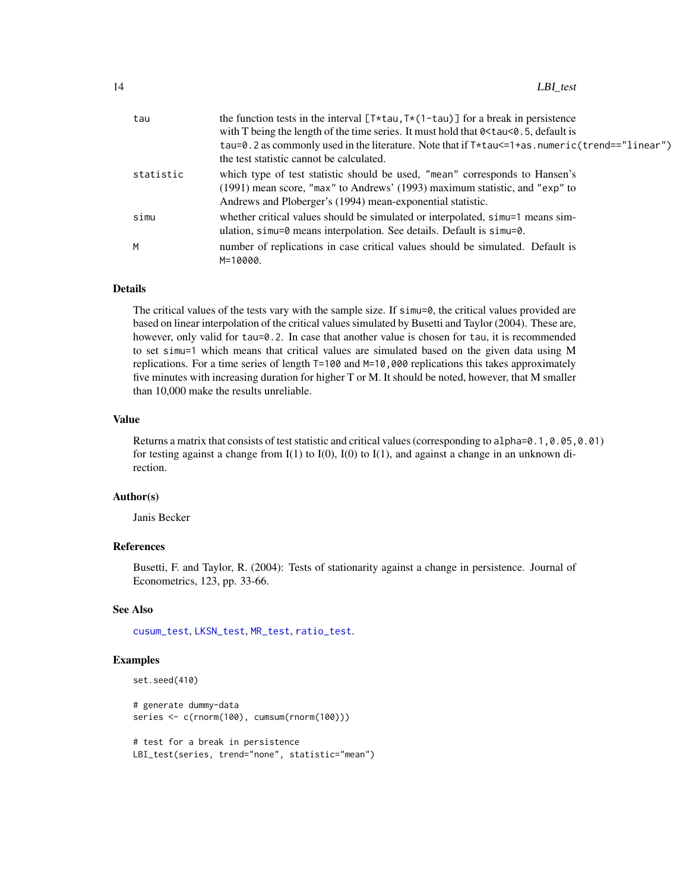| | |
|---|---|
| tau | the function tests in the interval [T*tau,T*(1-tau)] for a break in persistence with T being the length of the time series. It must hold that 0<tau<0.5, default is tau=0.2 as commonly used in the literature. Note that if T*tau<=1+as.numeric(trend=="linear") the test statistic cannot be calculated. |
| statistic | which type of test statistic should be used, "mean" corresponds to Hansen's (1991) mean score, "max" to Andrews' (1993) maximum statistic, and "exp" to Andrews and Ploberger's (1994) mean-exponential statistic. |
| simu | whether critical values should be simulated or interpolated, simu=1 means simulation, simu=0 means interpolation. See details. Default is simu=0. |
| M | number of replications in case critical values should be simulated. Default is M=10000. |

## Details

The critical values of the tests vary with the sample size. If simu=0, the critical values provided are based on linear interpolation of the critical values simulated by Busetti and Taylor (2004). These are, however, only valid for tau=0.2. In case that another value is chosen for tau, it is recommended to set simu=1 which means that critical values are simulated based on the given data using M replications. For a time series of length T=100 and M=10,000 replications this takes approximately five minutes with increasing duration for higher T or M. It should be noted, however, that M smaller than 10,000 make the results unreliable.

## Value

Returns a matrix that consists of test statistic and critical values (corresponding to alpha=0.1,0.05,0.01) for testing against a change from I(1) to I(0), I(0) to I(1), and against a change in an unknown direction.

## Author(s)

Janis Becker

## References

Busetti, F. and Taylor, R. (2004): Tests of stationarity against a change in persistence. Journal of Econometrics, 123, pp. 33-66.

## See Also

cusum_test, LKSN_test, MR_test, ratio_test.

## Examples

```
set.seed(410)

# generate dummy-data
series <- c(rnorm(100), cumsum(rnorm(100)))

# test for a break in persistence
LBI_test(series, trend="none", statistic="mean")
```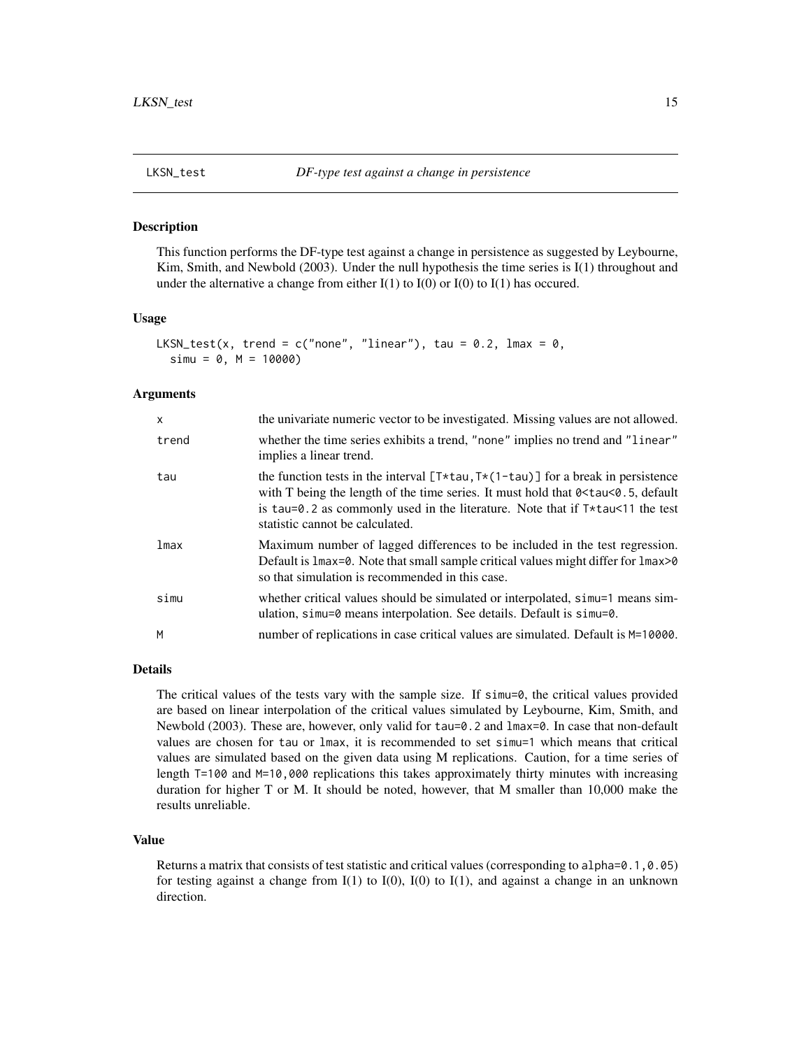LKSN_test *DF-type test against a change in persistence*

## Description

This function performs the DF-type test against a change in persistence as suggested by Leybourne, Kim, Smith, and Newbold (2003). Under the null hypothesis the time series is I(1) throughout and under the alternative a change from either I(1) to I(0) or I(0) to I(1) has occured.

## Usage

```
LKSN_test(x, trend = c("none", "linear"), tau = 0.2, lmax = 0,
  simu = 0, M = 10000)
```

## Arguments

| | |
|---|---|
| x | the univariate numeric vector to be investigated. Missing values are not allowed. |
| trend | whether the time series exhibits a trend, "none" implies no trend and "linear" implies a linear trend. |
| tau | the function tests in the interval `[T*tau,T*(1-tau)]` for a break in persistence with T being the length of the time series. It must hold that `0<tau<0.5`, default is `tau=0.2` as commonly used in the literature. Note that if `T*tau<11` the test statistic cannot be calculated. |
| lmax | Maximum number of lagged differences to be included in the test regression. Default is `lmax=0`. Note that small sample critical values might differ for `lmax>0` so that simulation is recommended in this case. |
| simu | whether critical values should be simulated or interpolated, `simu=1` means simulation, `simu=0` means interpolation. See details. Default is `simu=0`. |
| M | number of replications in case critical values are simulated. Default is `M=10000`. |

## Details

The critical values of the tests vary with the sample size. If `simu=0`, the critical values provided are based on linear interpolation of the critical values simulated by Leybourne, Kim, Smith, and Newbold (2003). These are, however, only valid for `tau=0.2` and `lmax=0`. In case that non-default values are chosen for `tau` or `lmax`, it is recommended to set `simu=1` which means that critical values are simulated based on the given data using M replications. Caution, for a time series of length `T=100` and `M=10,000` replications this takes approximately thirty minutes with increasing duration for higher T or M. It should be noted, however, that M smaller than 10,000 make the results unreliable.

## Value

Returns a matrix that consists of test statistic and critical values (corresponding to `alpha=0.1,0.05`) for testing against a change from I(1) to I(0), I(0) to I(1), and against a change in an unknown direction.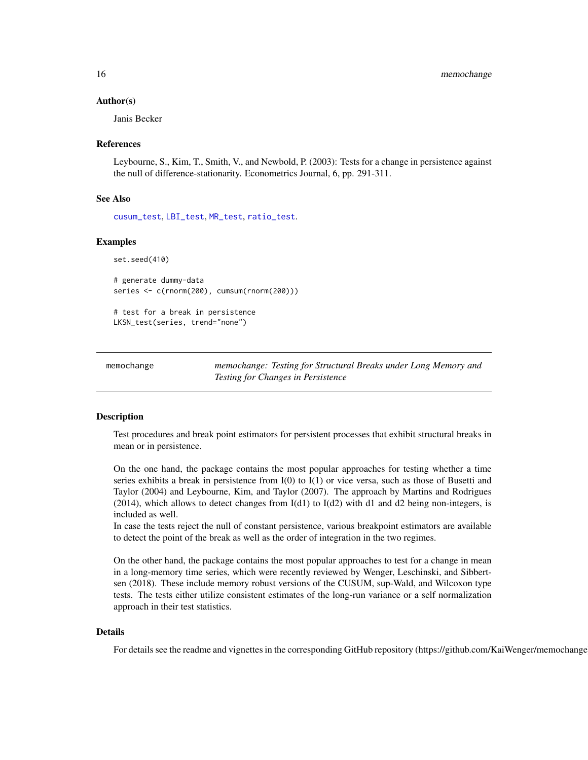### Author(s)

Janis Becker

### References

Leybourne, S., Kim, T., Smith, V., and Newbold, P. (2003): Tests for a change in persistence against the null of difference-stationarity. Econometrics Journal, 6, pp. 291-311.

### See Also

cusum_test, LBI_test, MR_test, ratio_test.

### Examples

```
set.seed(410)

# generate dummy-data
series <- c(rnorm(200), cumsum(rnorm(200)))

# test for a break in persistence
LKSN_test(series, trend="none")
```

---

## memochange — *memochange: Testing for Structural Breaks under Long Memory and Testing for Changes in Persistence*

---

### Description

Test procedures and break point estimators for persistent processes that exhibit structural breaks in mean or in persistence.

On the one hand, the package contains the most popular approaches for testing whether a time series exhibits a break in persistence from I(0) to I(1) or vice versa, such as those of Busetti and Taylor (2004) and Leybourne, Kim, and Taylor (2007). The approach by Martins and Rodrigues (2014), which allows to detect changes from I(d1) to I(d2) with d1 and d2 being non-integers, is included as well.
In case the tests reject the null of constant persistence, various breakpoint estimators are available to detect the point of the break as well as the order of integration in the two regimes.

On the other hand, the package contains the most popular approaches to test for a change in mean in a long-memory time series, which were recently reviewed by Wenger, Leschinski, and Sibbertsen (2018). These include memory robust versions of the CUSUM, sup-Wald, and Wilcoxon type tests. The tests either utilize consistent estimates of the long-run variance or a self normalization approach in their test statistics.

### Details

For details see the readme and vignettes in the corresponding GitHub repository (https://github.com/KaiWenger/memochange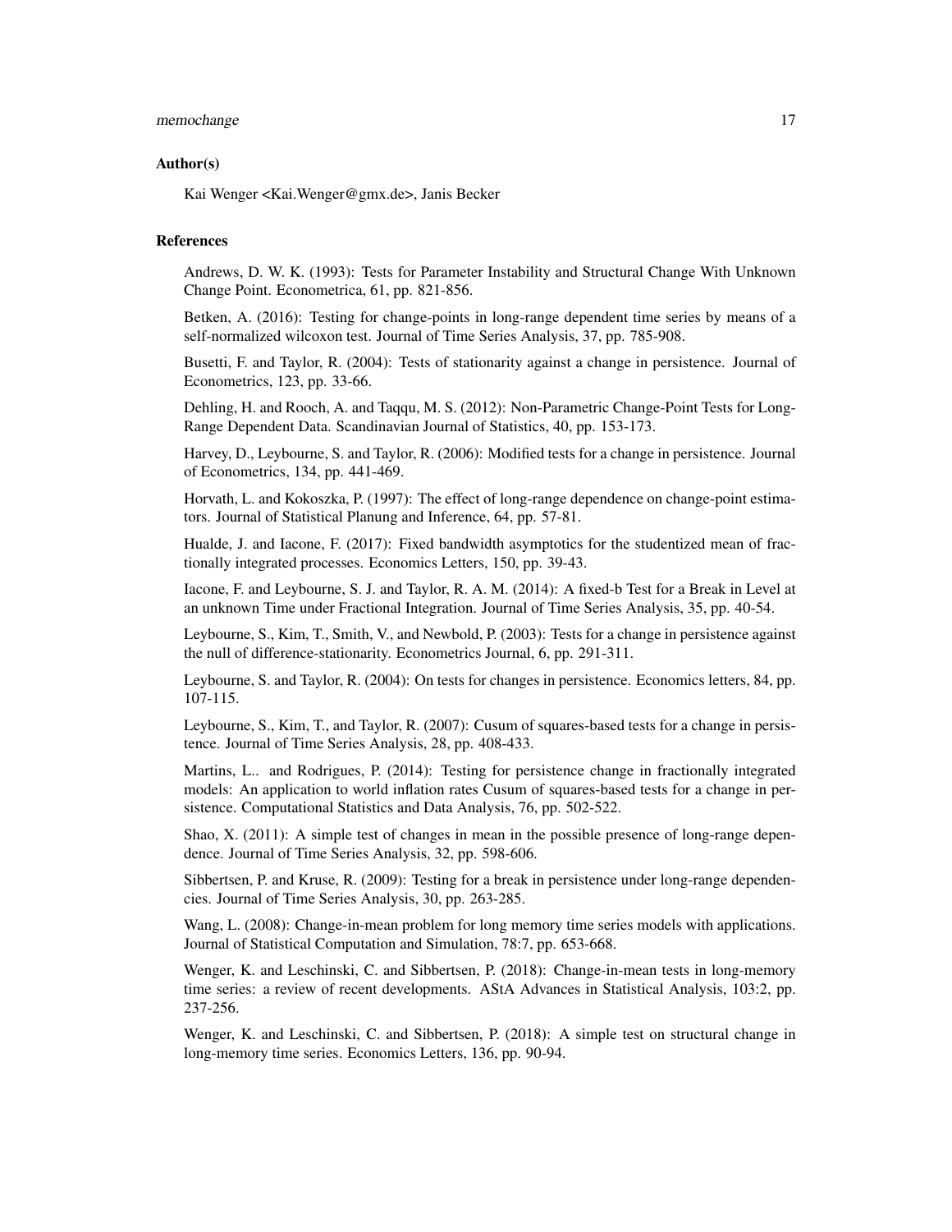### Author(s)

Kai Wenger <Kai.Wenger@gmx.de>, Janis Becker

### References

Andrews, D. W. K. (1993): Tests for Parameter Instability and Structural Change With Unknown Change Point. Econometrica, 61, pp. 821-856.

Betken, A. (2016): Testing for change-points in long-range dependent time series by means of a self-normalized wilcoxon test. Journal of Time Series Analysis, 37, pp. 785-908.

Busetti, F. and Taylor, R. (2004): Tests of stationarity against a change in persistence. Journal of Econometrics, 123, pp. 33-66.

Dehling, H. and Rooch, A. and Taqqu, M. S. (2012): Non-Parametric Change-Point Tests for Long-Range Dependent Data. Scandinavian Journal of Statistics, 40, pp. 153-173.

Harvey, D., Leybourne, S. and Taylor, R. (2006): Modified tests for a change in persistence. Journal of Econometrics, 134, pp. 441-469.

Horvath, L. and Kokoszka, P. (1997): The effect of long-range dependence on change-point estimators. Journal of Statistical Planung and Inference, 64, pp. 57-81.

Hualde, J. and Iacone, F. (2017): Fixed bandwidth asymptotics for the studentized mean of fractionally integrated processes. Economics Letters, 150, pp. 39-43.

Iacone, F. and Leybourne, S. J. and Taylor, R. A. M. (2014): A fixed-b Test for a Break in Level at an unknown Time under Fractional Integration. Journal of Time Series Analysis, 35, pp. 40-54.

Leybourne, S., Kim, T., Smith, V., and Newbold, P. (2003): Tests for a change in persistence against the null of difference-stationarity. Econometrics Journal, 6, pp. 291-311.

Leybourne, S. and Taylor, R. (2004): On tests for changes in persistence. Economics letters, 84, pp. 107-115.

Leybourne, S., Kim, T., and Taylor, R. (2007): Cusum of squares-based tests for a change in persistence. Journal of Time Series Analysis, 28, pp. 408-433.

Martins, L.. and Rodrigues, P. (2014): Testing for persistence change in fractionally integrated models: An application to world inflation rates Cusum of squares-based tests for a change in persistence. Computational Statistics and Data Analysis, 76, pp. 502-522.

Shao, X. (2011): A simple test of changes in mean in the possible presence of long-range dependence. Journal of Time Series Analysis, 32, pp. 598-606.

Sibbertsen, P. and Kruse, R. (2009): Testing for a break in persistence under long-range dependencies. Journal of Time Series Analysis, 30, pp. 263-285.

Wang, L. (2008): Change-in-mean problem for long memory time series models with applications. Journal of Statistical Computation and Simulation, 78:7, pp. 653-668.

Wenger, K. and Leschinski, C. and Sibbertsen, P. (2018): Change-in-mean tests in long-memory time series: a review of recent developments. AStA Advances in Statistical Analysis, 103:2, pp. 237-256.

Wenger, K. and Leschinski, C. and Sibbertsen, P. (2018): A simple test on structural change in long-memory time series. Economics Letters, 136, pp. 90-94.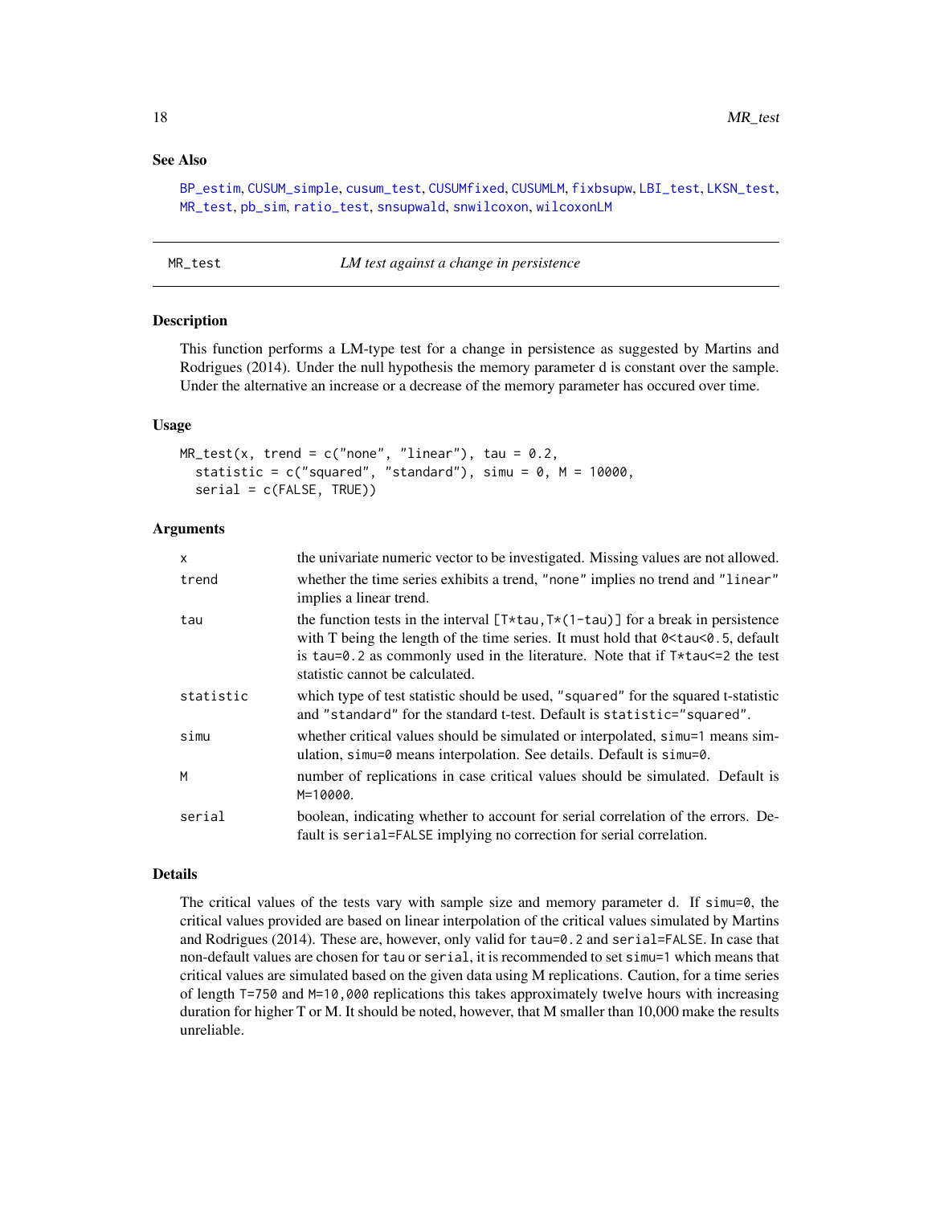## See Also

BP_estim, CUSUM_simple, cusum_test, CUSUMfixed, CUSUMLM, fixbsupw, LBI_test, LKSN_test, MR_test, pb_sim, ratio_test, snsupwald, snwilcoxon, wilcoxonLM

---

# MR_test *LM test against a change in persistence*

## Description

This function performs a LM-type test for a change in persistence as suggested by Martins and Rodrigues (2014). Under the null hypothesis the memory parameter d is constant over the sample. Under the alternative an increase or a decrease of the memory parameter has occured over time.

## Usage

```
MR_test(x, trend = c("none", "linear"), tau = 0.2,
  statistic = c("squared", "standard"), simu = 0, M = 10000,
  serial = c(FALSE, TRUE))
```

## Arguments

| | |
|---|---|
| `x` | the univariate numeric vector to be investigated. Missing values are not allowed. |
| `trend` | whether the time series exhibits a trend, `"none"` implies no trend and `"linear"` implies a linear trend. |
| `tau` | the function tests in the interval `[T*tau,T*(1-tau)]` for a break in persistence with T being the length of the time series. It must hold that `0<tau<0.5`, default is `tau=0.2` as commonly used in the literature. Note that if `T*tau<=2` the test statistic cannot be calculated. |
| `statistic` | which type of test statistic should be used, `"squared"` for the squared t-statistic and `"standard"` for the standard t-test. Default is `statistic="squared"`. |
| `simu` | whether critical values should be simulated or interpolated, `simu=1` means simulation, `simu=0` means interpolation. See details. Default is `simu=0`. |
| `M` | number of replications in case critical values should be simulated. Default is `M=10000`. |
| `serial` | boolean, indicating whether to account for serial correlation of the errors. Default is `serial=FALSE` implying no correction for serial correlation. |

## Details

The critical values of the tests vary with sample size and memory parameter d. If `simu=0`, the critical values provided are based on linear interpolation of the critical values simulated by Martins and Rodrigues (2014). These are, however, only valid for `tau=0.2` and `serial=FALSE`. In case that non-default values are chosen for `tau` or `serial`, it is recommended to set `simu=1` which means that critical values are simulated based on the given data using M replications. Caution, for a time series of length `T=750` and `M=10,000` replications this takes approximately twelve hours with increasing duration for higher T or M. It should be noted, however, that M smaller than 10,000 make the results unreliable.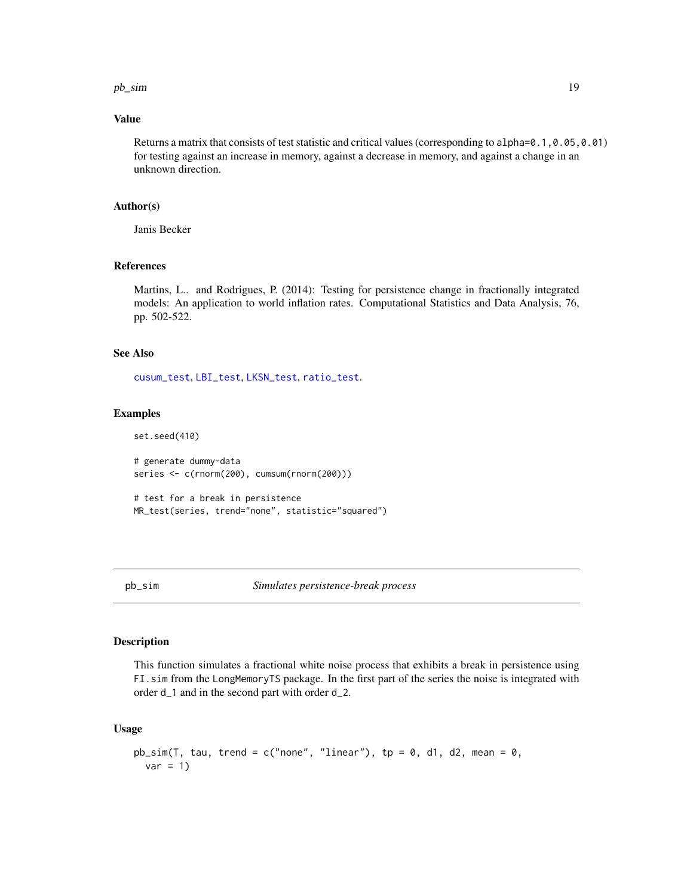## Value

Returns a matrix that consists of test statistic and critical values (corresponding to `alpha=0.1,0.05,0.01`) for testing against an increase in memory, against a decrease in memory, and against a change in an unknown direction.

## Author(s)

Janis Becker

## References

Martins, L.. and Rodrigues, P. (2014): Testing for persistence change in fractionally integrated models: An application to world inflation rates. Computational Statistics and Data Analysis, 76, pp. 502-522.

## See Also

`cusum_test`, `LBI_test`, `LKSN_test`, `ratio_test`.

## Examples

```
set.seed(410)

# generate dummy-data
series <- c(rnorm(200), cumsum(rnorm(200)))

# test for a break in persistence
MR_test(series, trend="none", statistic="squared")
```

---

# pb_sim — *Simulates persistence-break process*

## Description

This function simulates a fractional white noise process that exhibits a break in persistence using `FI.sim` from the `LongMemoryTS` package. In the first part of the series the noise is integrated with order `d_1` and in the second part with order `d_2`.

## Usage

```
pb_sim(T, tau, trend = c("none", "linear"), tp = 0, d1, d2, mean = 0,
  var = 1)
```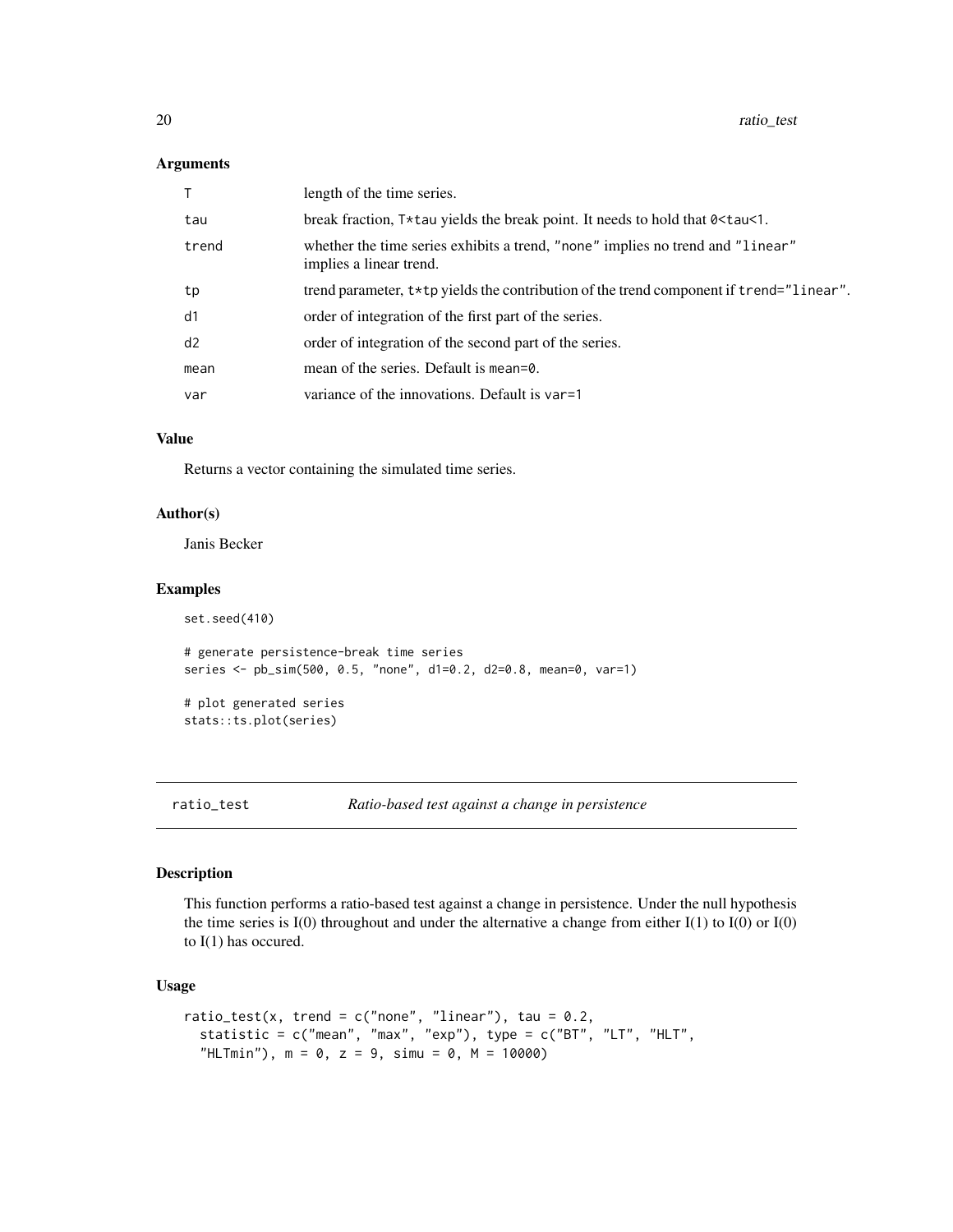### Arguments

| | |
|---|---|
| T | length of the time series. |
| tau | break fraction, T*tau yields the break point. It needs to hold that 0<tau<1. |
| trend | whether the time series exhibits a trend, "none" implies no trend and "linear" implies a linear trend. |
| tp | trend parameter, t*tp yields the contribution of the trend component if trend="linear". |
| d1 | order of integration of the first part of the series. |
| d2 | order of integration of the second part of the series. |
| mean | mean of the series. Default is mean=0. |
| var | variance of the innovations. Default is var=1 |

### Value

Returns a vector containing the simulated time series.

### Author(s)

Janis Becker

### Examples

```
set.seed(410)

# generate persistence-break time series
series <- pb_sim(500, 0.5, "none", d1=0.2, d2=0.8, mean=0, var=1)

# plot generated series
stats::ts.plot(series)
```

---

## ratio_test *Ratio-based test against a change in persistence*

### Description

This function performs a ratio-based test against a change in persistence. Under the null hypothesis the time series is I(0) throughout and under the alternative a change from either I(1) to I(0) or I(0) to I(1) has occured.

### Usage

```
ratio_test(x, trend = c("none", "linear"), tau = 0.2,
  statistic = c("mean", "max", "exp"), type = c("BT", "LT", "HLT",
  "HLTmin"), m = 0, z = 9, simu = 0, M = 10000)
```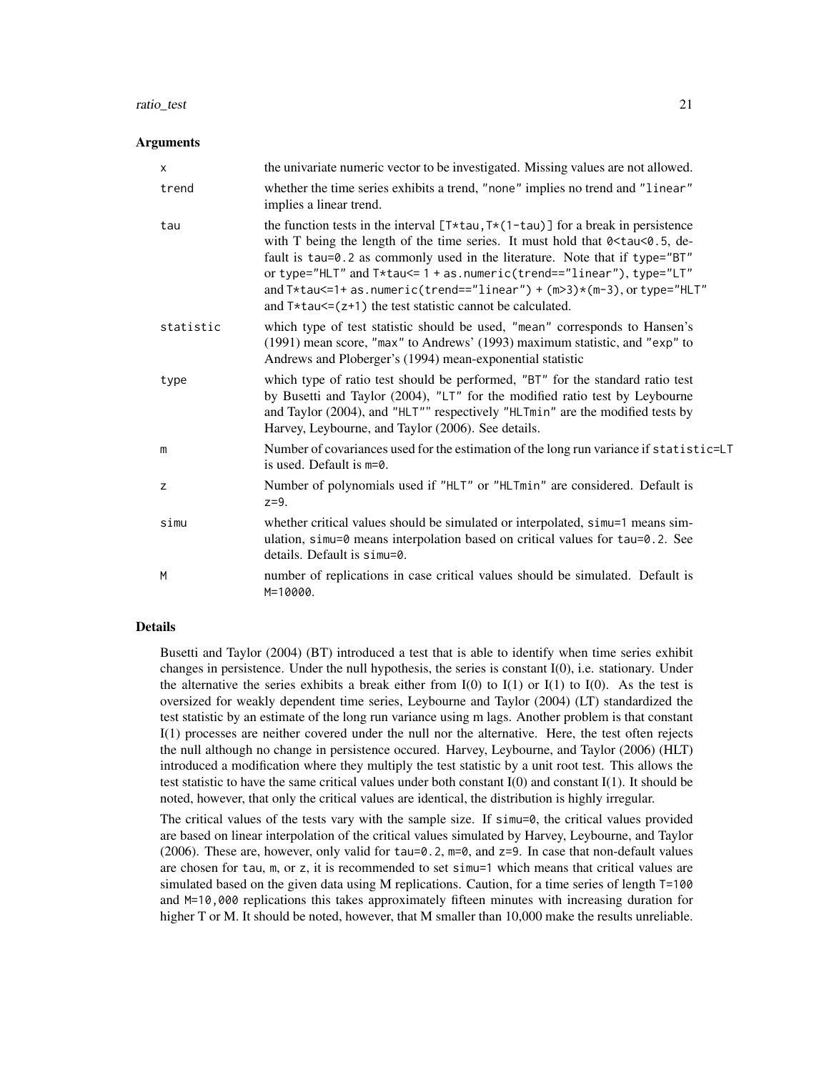### Arguments

| | |
|---|---|
| `x` | the univariate numeric vector to be investigated. Missing values are not allowed. |
| `trend` | whether the time series exhibits a trend, `"none"` implies no trend and `"linear"` implies a linear trend. |
| `tau` | the function tests in the interval `[T*tau,T*(1-tau)]` for a break in persistence with T being the length of the time series. It must hold that `0<tau<0.5`, default is `tau=0.2` as commonly used in the literature. Note that if `type="BT"` or `type="HLT"` and `T*tau<= 1 + as.numeric(trend=="linear")`, `type="LT"` and `T*tau<=1+ as.numeric(trend=="linear") + (m>3)*(m-3)`, or `type="HLT"` and `T*tau<=(z+1)` the test statistic cannot be calculated. |
| `statistic` | which type of test statistic should be used, `"mean"` corresponds to Hansen's (1991) mean score, `"max"` to Andrews' (1993) maximum statistic, and `"exp"` to Andrews and Ploberger's (1994) mean-exponential statistic |
| `type` | which type of ratio test should be performed, `"BT"` for the standard ratio test by Busetti and Taylor (2004), `"LT"` for the modified ratio test by Leybourne and Taylor (2004), and `"HLT""` respectively `"HLTmin"` are the modified tests by Harvey, Leybourne, and Taylor (2006). See details. |
| `m` | Number of covariances used for the estimation of the long run variance if `statistic=LT` is used. Default is `m=0`. |
| `z` | Number of polynomials used if `"HLT"` or `"HLTmin"` are considered. Default is `z=9`. |
| `simu` | whether critical values should be simulated or interpolated, `simu=1` means simulation, `simu=0` means interpolation based on critical values for `tau=0.2`. See details. Default is `simu=0`. |
| `M` | number of replications in case critical values should be simulated. Default is `M=10000`. |

### Details

Busetti and Taylor (2004) (BT) introduced a test that is able to identify when time series exhibit changes in persistence. Under the null hypothesis, the series is constant I(0), i.e. stationary. Under the alternative the series exhibits a break either from I(0) to I(1) or I(1) to I(0). As the test is oversized for weakly dependent time series, Leybourne and Taylor (2004) (LT) standardized the test statistic by an estimate of the long run variance using m lags. Another problem is that constant I(1) processes are neither covered under the null nor the alternative. Here, the test often rejects the null although no change in persistence occured. Harvey, Leybourne, and Taylor (2006) (HLT) introduced a modification where they multiply the test statistic by a unit root test. This allows the test statistic to have the same critical values under both constant I(0) and constant I(1). It should be noted, however, that only the critical values are identical, the distribution is highly irregular.

The critical values of the tests vary with the sample size. If `simu=0`, the critical values provided are based on linear interpolation of the critical values simulated by Harvey, Leybourne, and Taylor (2006). These are, however, only valid for `tau=0.2`, `m=0`, and `z=9`. In case that non-default values are chosen for `tau`, `m`, or `z`, it is recommended to set `simu=1` which means that critical values are simulated based on the given data using M replications. Caution, for a time series of length `T=100` and `M=10,000` replications this takes approximately fifteen minutes with increasing duration for higher T or M. It should be noted, however, that M smaller than 10,000 make the results unreliable.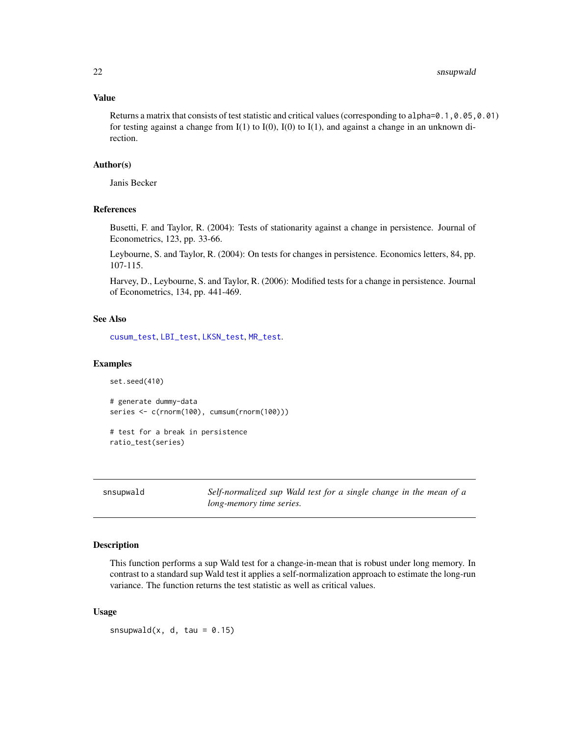### Value

Returns a matrix that consists of test statistic and critical values (corresponding to `alpha=0.1,0.05,0.01`) for testing against a change from I(1) to I(0), I(0) to I(1), and against a change in an unknown direction.

### Author(s)

Janis Becker

### References

Busetti, F. and Taylor, R. (2004): Tests of stationarity against a change in persistence. Journal of Econometrics, 123, pp. 33-66.

Leybourne, S. and Taylor, R. (2004): On tests for changes in persistence. Economics letters, 84, pp. 107-115.

Harvey, D., Leybourne, S. and Taylor, R. (2006): Modified tests for a change in persistence. Journal of Econometrics, 134, pp. 441-469.

### See Also

`cusum_test`, `LBI_test`, `LKSN_test`, `MR_test`.

### Examples

```
set.seed(410)

# generate dummy-data
series <- c(rnorm(100), cumsum(rnorm(100)))

# test for a break in persistence
ratio_test(series)
```

---

## snsupwald — *Self-normalized sup Wald test for a single change in the mean of a long-memory time series.*

### Description

This function performs a sup Wald test for a change-in-mean that is robust under long memory. In contrast to a standard sup Wald test it applies a self-normalization approach to estimate the long-run variance. The function returns the test statistic as well as critical values.

### Usage

```
snsupwald(x, d, tau = 0.15)
```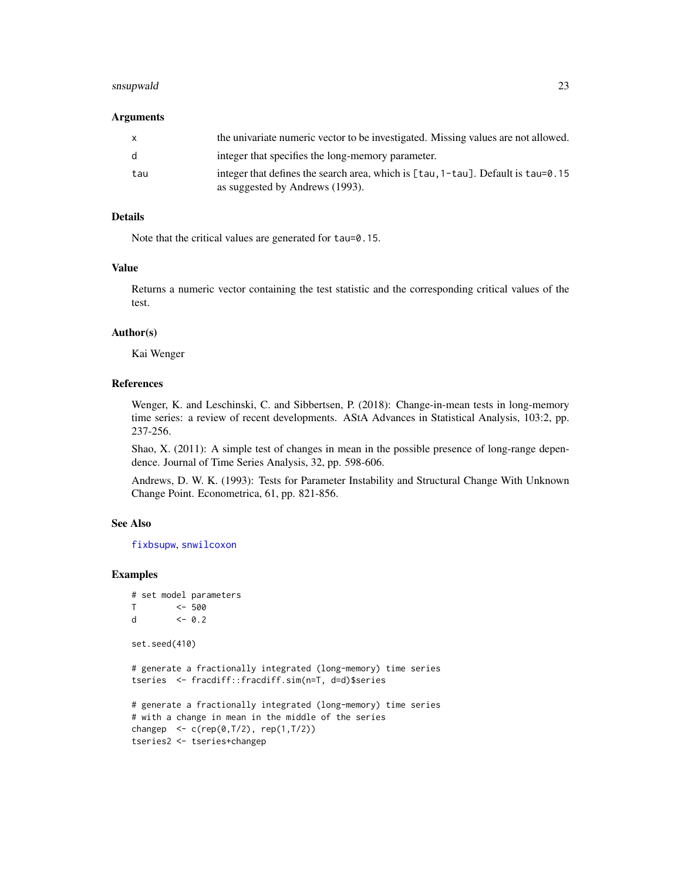### Arguments

| | |
|---|---|
| x | the univariate numeric vector to be investigated. Missing values are not allowed. |
| d | integer that specifies the long-memory parameter. |
| tau | integer that defines the search area, which is [tau,1-tau]. Default is tau=0.15 as suggested by Andrews (1993). |

### Details

Note that the critical values are generated for tau=0.15.

### Value

Returns a numeric vector containing the test statistic and the corresponding critical values of the test.

### Author(s)

Kai Wenger

### References

Wenger, K. and Leschinski, C. and Sibbertsen, P. (2018): Change-in-mean tests in long-memory time series: a review of recent developments. AStA Advances in Statistical Analysis, 103:2, pp. 237-256.

Shao, X. (2011): A simple test of changes in mean in the possible presence of long-range dependence. Journal of Time Series Analysis, 32, pp. 598-606.

Andrews, D. W. K. (1993): Tests for Parameter Instability and Structural Change With Unknown Change Point. Econometrica, 61, pp. 821-856.

### See Also

fixbsupw, snwilcoxon

### Examples

```
# set model parameters
T        <- 500
d        <- 0.2

set.seed(410)

# generate a fractionally integrated (long-memory) time series
tseries  <- fracdiff::fracdiff.sim(n=T, d=d)$series

# generate a fractionally integrated (long-memory) time series
# with a change in mean in the middle of the series
changep  <- c(rep(0,T/2), rep(1,T/2))
tseries2 <- tseries+changep
```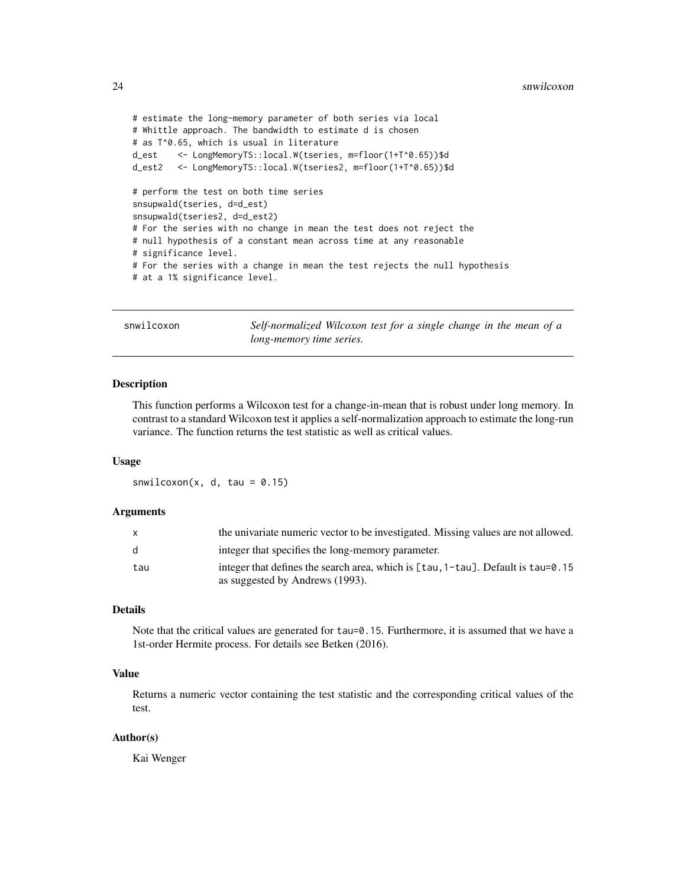```
# estimate the long-memory parameter of both series via local
# Whittle approach. The bandwidth to estimate d is chosen
# as T^0.65, which is usual in literature
d_est    <- LongMemoryTS::local.W(tseries, m=floor(1+T^0.65))$d
d_est2   <- LongMemoryTS::local.W(tseries2, m=floor(1+T^0.65))$d

# perform the test on both time series
snsupwald(tseries, d=d_est)
snsupwald(tseries2, d=d_est2)
# For the series with no change in mean the test does not reject the
# null hypothesis of a constant mean across time at any reasonable
# significance level.
# For the series with a change in mean the test rejects the null hypothesis
# at a 1% significance level.
```

---

## snwilcoxon — *Self-normalized Wilcoxon test for a single change in the mean of a long-memory time series.*

---

### Description

This function performs a Wilcoxon test for a change-in-mean that is robust under long memory. In contrast to a standard Wilcoxon test it applies a self-normalization approach to estimate the long-run variance. The function returns the test statistic as well as critical values.

### Usage

```
snwilcoxon(x, d, tau = 0.15)
```

### Arguments

| | |
|---|---|
| x | the univariate numeric vector to be investigated. Missing values are not allowed. |
| d | integer that specifies the long-memory parameter. |
| tau | integer that defines the search area, which is [tau,1-tau]. Default is tau=0.15 as suggested by Andrews (1993). |

### Details

Note that the critical values are generated for tau=0.15. Furthermore, it is assumed that we have a 1st-order Hermite process. For details see Betken (2016).

### Value

Returns a numeric vector containing the test statistic and the corresponding critical values of the test.

### Author(s)

Kai Wenger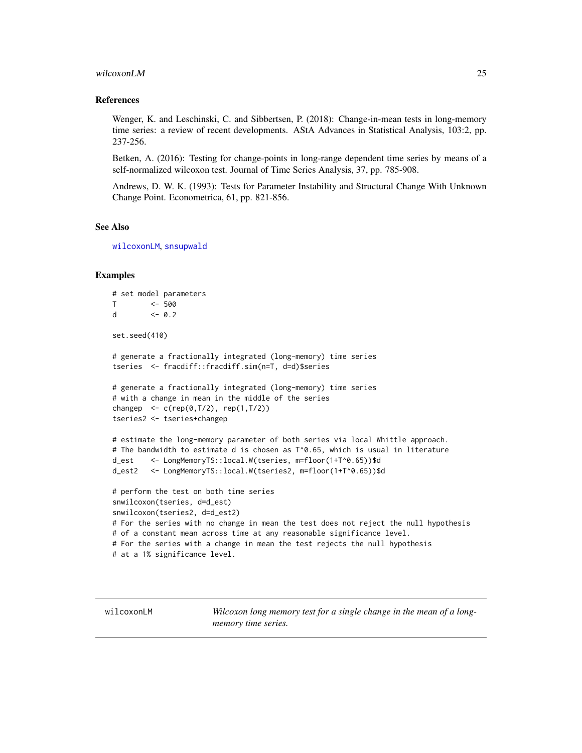## References

Wenger, K. and Leschinski, C. and Sibbertsen, P. (2018): Change-in-mean tests in long-memory time series: a review of recent developments. AStA Advances in Statistical Analysis, 103:2, pp. 237-256.

Betken, A. (2016): Testing for change-points in long-range dependent time series by means of a self-normalized wilcoxon test. Journal of Time Series Analysis, 37, pp. 785-908.

Andrews, D. W. K. (1993): Tests for Parameter Instability and Structural Change With Unknown Change Point. Econometrica, 61, pp. 821-856.

## See Also

wilcoxonLM, snsupwald

## Examples

```
# set model parameters
T        <- 500
d        <- 0.2

set.seed(410)

# generate a fractionally integrated (long-memory) time series
tseries  <- fracdiff::fracdiff.sim(n=T, d=d)$series

# generate a fractionally integrated (long-memory) time series
# with a change in mean in the middle of the series
changep  <- c(rep(0,T/2), rep(1,T/2))
tseries2 <- tseries+changep

# estimate the long-memory parameter of both series via local Whittle approach.
# The bandwidth to estimate d is chosen as T^0.65, which is usual in literature
d_est    <- LongMemoryTS::local.W(tseries, m=floor(1+T^0.65))$d
d_est2   <- LongMemoryTS::local.W(tseries2, m=floor(1+T^0.65))$d

# perform the test on both time series
snwilcoxon(tseries, d=d_est)
snwilcoxon(tseries2, d=d_est2)
# For the series with no change in mean the test does not reject the null hypothesis
# of a constant mean across time at any reasonable significance level.
# For the series with a change in mean the test rejects the null hypothesis
# at a 1% significance level.
```

---

# wilcoxonLM — *Wilcoxon long memory test for a single change in the mean of a long-memory time series.*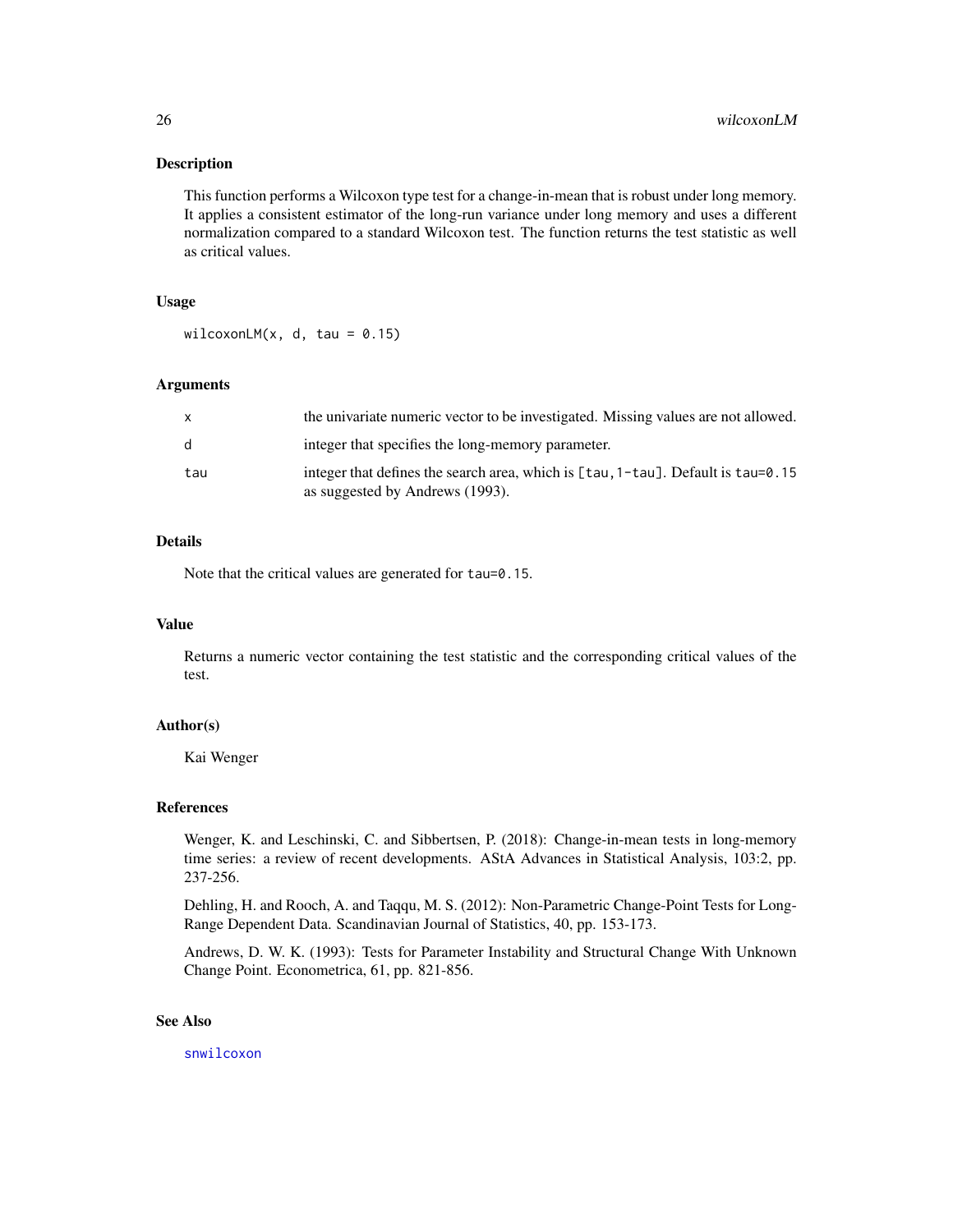## Description

This function performs a Wilcoxon type test for a change-in-mean that is robust under long memory. It applies a consistent estimator of the long-run variance under long memory and uses a different normalization compared to a standard Wilcoxon test. The function returns the test statistic as well as critical values.

## Usage

```
wilcoxonLM(x, d, tau = 0.15)
```

## Arguments

| | |
|---|---|
| x | the univariate numeric vector to be investigated. Missing values are not allowed. |
| d | integer that specifies the long-memory parameter. |
| tau | integer that defines the search area, which is `[tau,1-tau]`. Default is `tau=0.15` as suggested by Andrews (1993). |

## Details

Note that the critical values are generated for `tau=0.15`.

## Value

Returns a numeric vector containing the test statistic and the corresponding critical values of the test.

## Author(s)

Kai Wenger

## References

Wenger, K. and Leschinski, C. and Sibbertsen, P. (2018): Change-in-mean tests in long-memory time series: a review of recent developments. AStA Advances in Statistical Analysis, 103:2, pp. 237-256.

Dehling, H. and Rooch, A. and Taqqu, M. S. (2012): Non-Parametric Change-Point Tests for Long-Range Dependent Data. Scandinavian Journal of Statistics, 40, pp. 153-173.

Andrews, D. W. K. (1993): Tests for Parameter Instability and Structural Change With Unknown Change Point. Econometrica, 61, pp. 821-856.

## See Also

snwilcoxon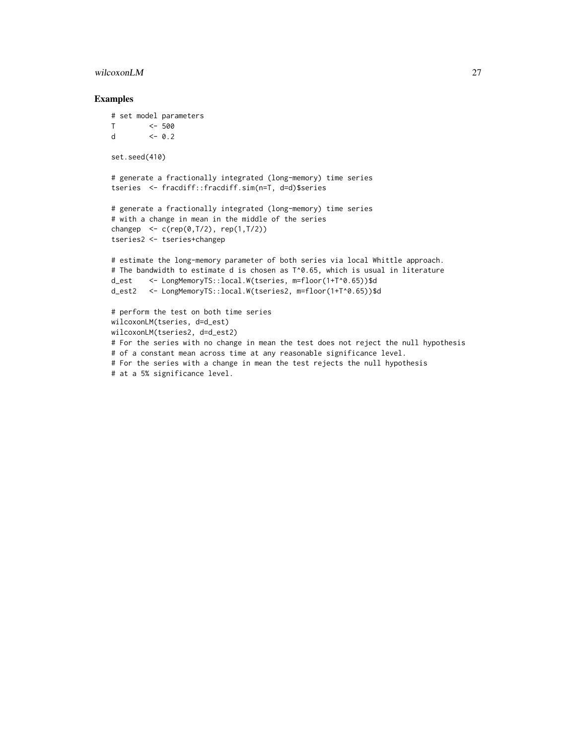### Examples

```
# set model parameters
T        <- 500
d        <- 0.2

set.seed(410)

# generate a fractionally integrated (long-memory) time series
tseries  <- fracdiff::fracdiff.sim(n=T, d=d)$series

# generate a fractionally integrated (long-memory) time series
# with a change in mean in the middle of the series
changep  <- c(rep(0,T/2), rep(1,T/2))
tseries2 <- tseries+changep

# estimate the long-memory parameter of both series via local Whittle approach.
# The bandwidth to estimate d is chosen as T^0.65, which is usual in literature
d_est    <- LongMemoryTS::local.W(tseries, m=floor(1+T^0.65))$d
d_est2   <- LongMemoryTS::local.W(tseries2, m=floor(1+T^0.65))$d

# perform the test on both time series
wilcoxonLM(tseries, d=d_est)
wilcoxonLM(tseries2, d=d_est2)
# For the series with no change in mean the test does not reject the null hypothesis
# of a constant mean across time at any reasonable significance level.
# For the series with a change in mean the test rejects the null hypothesis
# at a 5% significance level.
```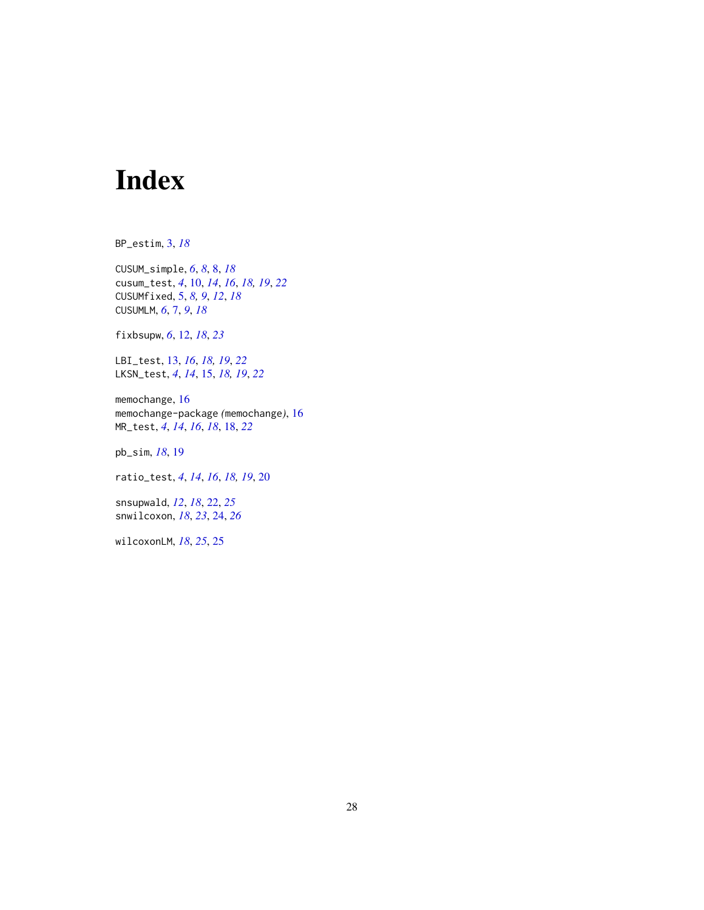# Index

BP_estim, 3, *18*

CUSUM_simple, *6*, *8*, 8, *18*
cusum_test, *4*, 10, *14*, *16*, *18*, *19*, *22*
CUSUMfixed, 5, *8*, *9*, *12*, *18*
CUSUMLM, *6*, 7, *9*, *18*

fixbsupw, *6*, 12, *18*, *23*

LBI_test, 13, *16*, *18*, *19*, *22*
LKSN_test, *4*, *14*, 15, *18*, *19*, *22*

memochange, 16
memochange-package *(*memochange*)*, 16
MR_test, *4*, *14*, *16*, *18*, 18, *22*

pb_sim, *18*, 19

ratio_test, *4*, *14*, *16*, *18*, *19*, 20

snsupwald, *12*, *18*, 22, *25*
snwilcoxon, *18*, *23*, 24, *26*

wilcoxonLM, *18*, *25*, 25